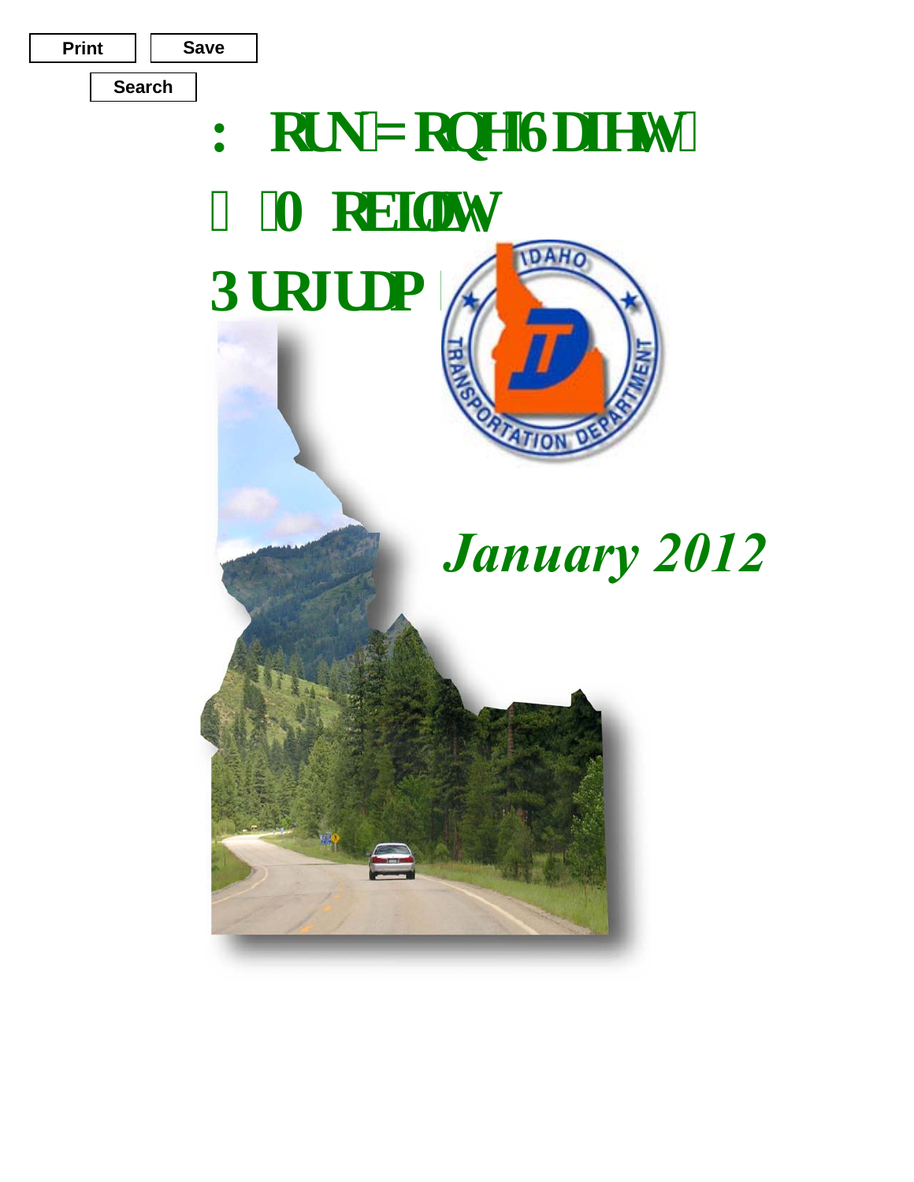# Work Zone Safety & Mobility Program

*January 2012*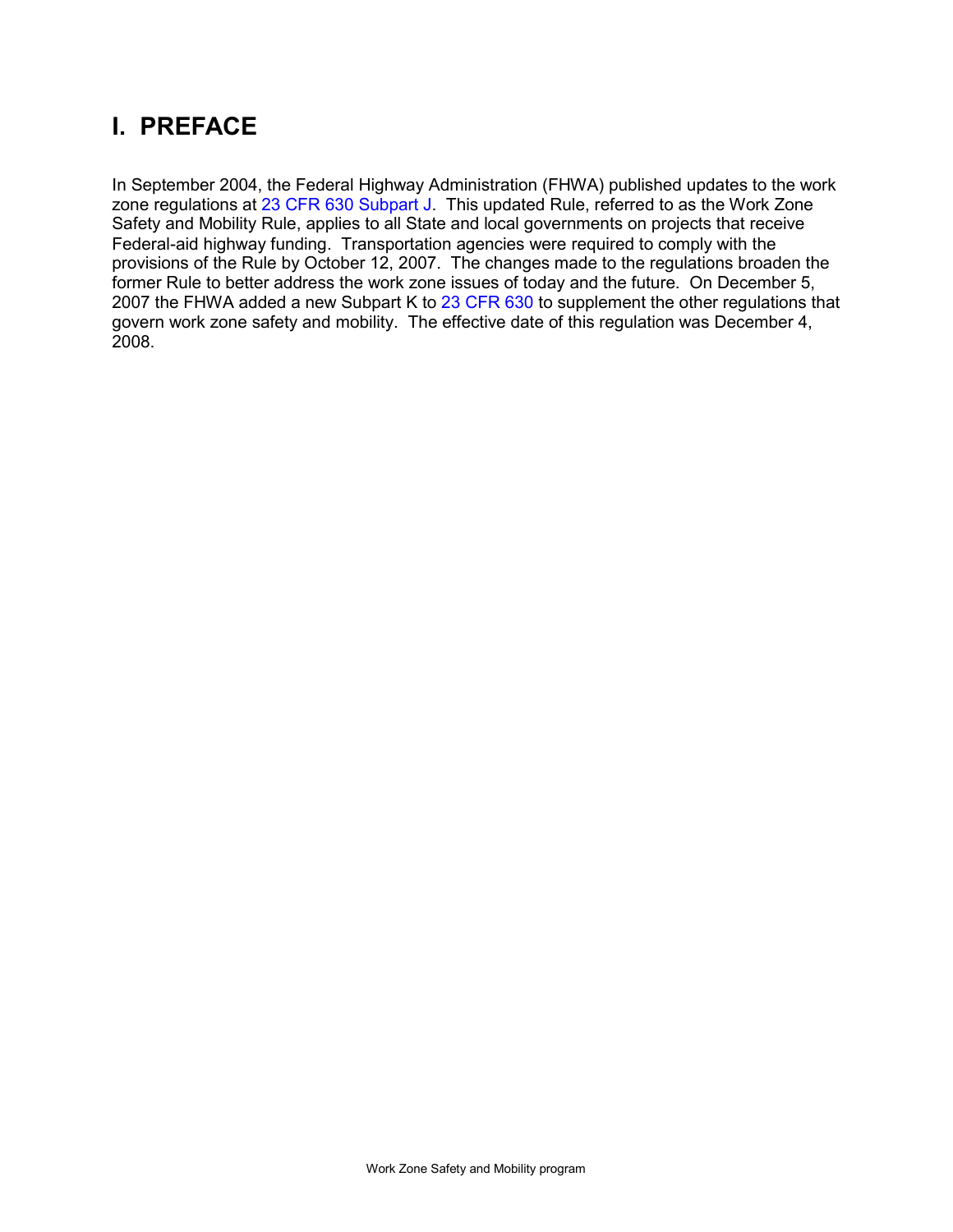# I. PREFACE

In September 2004, the Federal Highway Administration (FHWA) published updates to the work zone regulations at 23 CFR 630 Subpart J. This updated Rule, referred to as the Work Zone Safety and Mobility Rule, applies to all State and local governments on projects that receive Federal-aid highway funding. Transportation agencies were required to comply with the provisions of the Rule by October 12, 2007. The changes made to the regulations broaden the former Rule to better address the work zone issues of today and the future. On December 5, 2007 the FHWA added a new Subpart K to 23 CFR 630 to supplement the other regulations that govern work zone safety and mobility. The effective date of this regulation was December 4, 2008.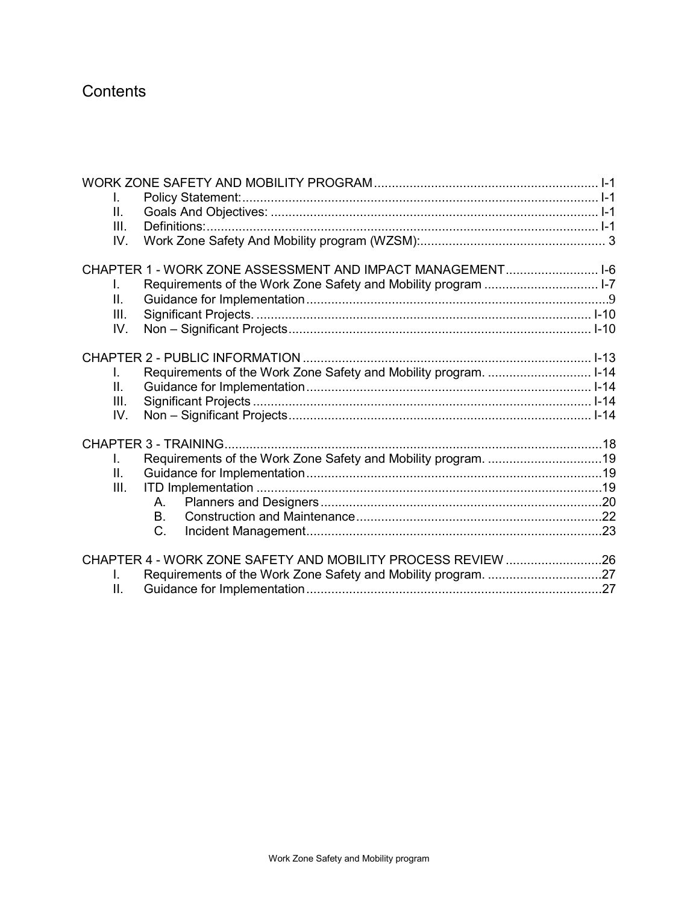# Contents

WORK ZONE SAFETY AND MOBILITY PROGRAM ............................................................... I-1

- I. Policy Statement: ............................................................................................ I-1
- II. Goals And Objectives: ..................................................................................... I-1
- III. Definitions: ...................................................................................................... I-1
- IV. Work Zone Safety And Mobility program (WZSM): ............................................. 3

CHAPTER 1 - WORK ZONE ASSESSMENT AND IMPACT MANAGEMENT .......................... I-6

- I. Requirements of the Work Zone Safety and Mobility program ................................ I-7
- II. Guidance for Implementation ..............................................................................9
- III. Significant Projects. ........................................................................................ I-10
- IV. Non – Significant Projects ................................................................................ I-10

CHAPTER 2 - PUBLIC INFORMATION ............................................................................ I-13

- I. Requirements of the Work Zone Safety and Mobility program. ............................. I-14
- II. Guidance for Implementation ............................................................................ I-14
- III. Significant Projects ......................................................................................... I-14
- IV. Non – Significant Projects ................................................................................ I-14

CHAPTER 3 - TRAINING .................................................................................................18

- I. Requirements of the Work Zone Safety and Mobility program. ................................19
- II. Guidance for Implementation ..............................................................................19
- III. ITD Implementation ..........................................................................................19
    - A. Planners and Designers ...............................................................................20
    - B. Construction and Maintenance .....................................................................22
    - C. Incident Management ...................................................................................23

CHAPTER 4 - WORK ZONE SAFETY AND MOBILITY PROCESS REVIEW ...........................26

- I. Requirements of the Work Zone Safety and Mobility program. ................................27
- II. Guidance for Implementation ..............................................................................27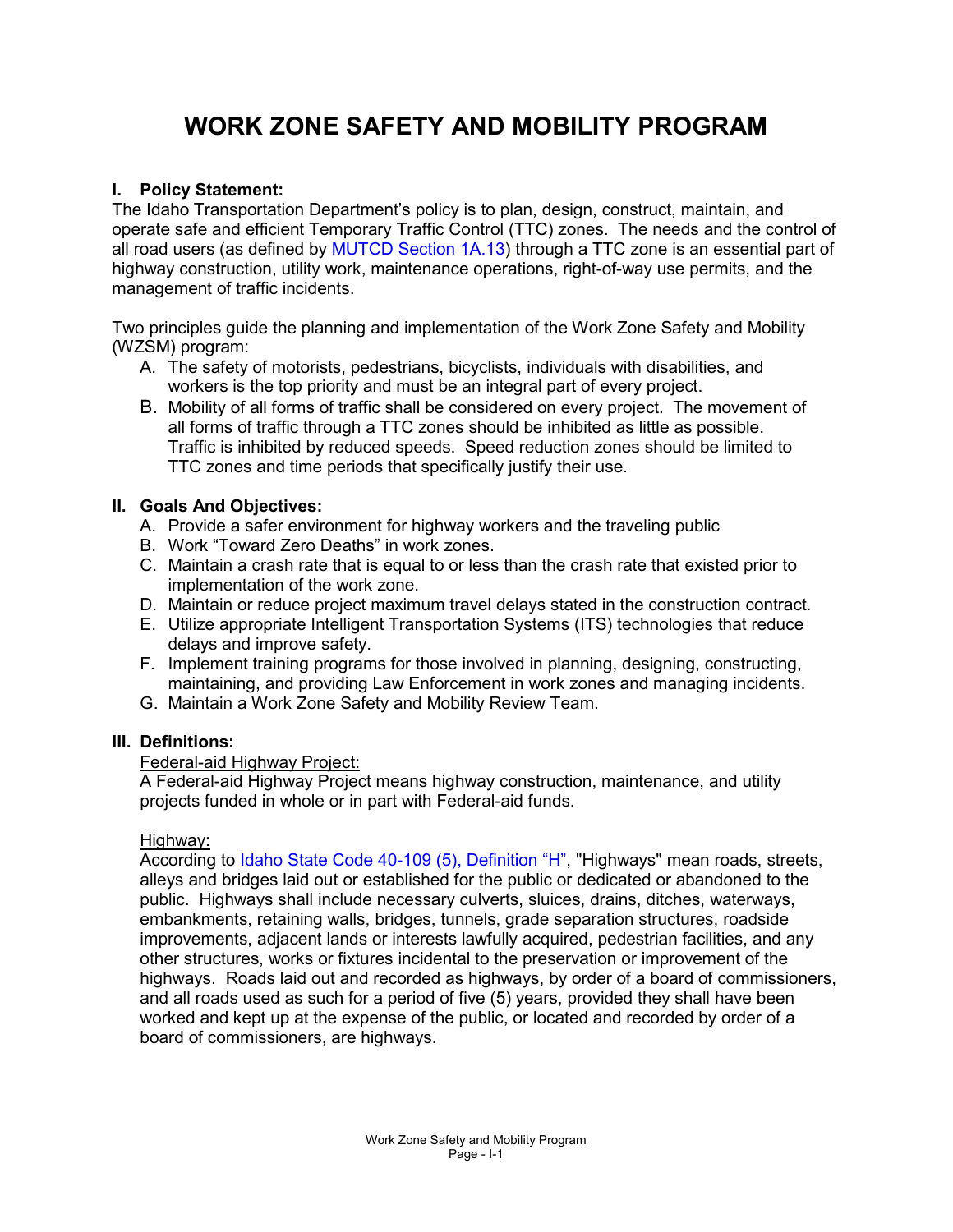# WORK ZONE SAFETY AND MOBILITY PROGRAM

## I. Policy Statement:

The Idaho Transportation Department's policy is to plan, design, construct, maintain, and operate safe and efficient Temporary Traffic Control (TTC) zones. The needs and the control of all road users (as defined by MUTCD Section 1A.13) through a TTC zone is an essential part of highway construction, utility work, maintenance operations, right-of-way use permits, and the management of traffic incidents.

Two principles guide the planning and implementation of the Work Zone Safety and Mobility (WZSM) program:

A. The safety of motorists, pedestrians, bicyclists, individuals with disabilities, and workers is the top priority and must be an integral part of every project.
B. Mobility of all forms of traffic shall be considered on every project. The movement of all forms of traffic through a TTC zones should be inhibited as little as possible. Traffic is inhibited by reduced speeds. Speed reduction zones should be limited to TTC zones and time periods that specifically justify their use.

## II. Goals And Objectives:

A. Provide a safer environment for highway workers and the traveling public
B. Work "Toward Zero Deaths" in work zones.
C. Maintain a crash rate that is equal to or less than the crash rate that existed prior to implementation of the work zone.
D. Maintain or reduce project maximum travel delays stated in the construction contract.
E. Utilize appropriate Intelligent Transportation Systems (ITS) technologies that reduce delays and improve safety.
F. Implement training programs for those involved in planning, designing, constructing, maintaining, and providing Law Enforcement in work zones and managing incidents.
G. Maintain a Work Zone Safety and Mobility Review Team.

## III. Definitions:

<u>Federal-aid Highway Project:</u>
A Federal-aid Highway Project means highway construction, maintenance, and utility projects funded in whole or in part with Federal-aid funds.

<u>Highway:</u>
According to Idaho State Code 40-109 (5), Definition "H", "Highways" mean roads, streets, alleys and bridges laid out or established for the public or dedicated or abandoned to the public. Highways shall include necessary culverts, sluices, drains, ditches, waterways, embankments, retaining walls, bridges, tunnels, grade separation structures, roadside improvements, adjacent lands or interests lawfully acquired, pedestrian facilities, and any other structures, works or fixtures incidental to the preservation or improvement of the highways. Roads laid out and recorded as highways, by order of a board of commissioners, and all roads used as such for a period of five (5) years, provided they shall have been worked and kept up at the expense of the public, or located and recorded by order of a board of commissioners, are highways.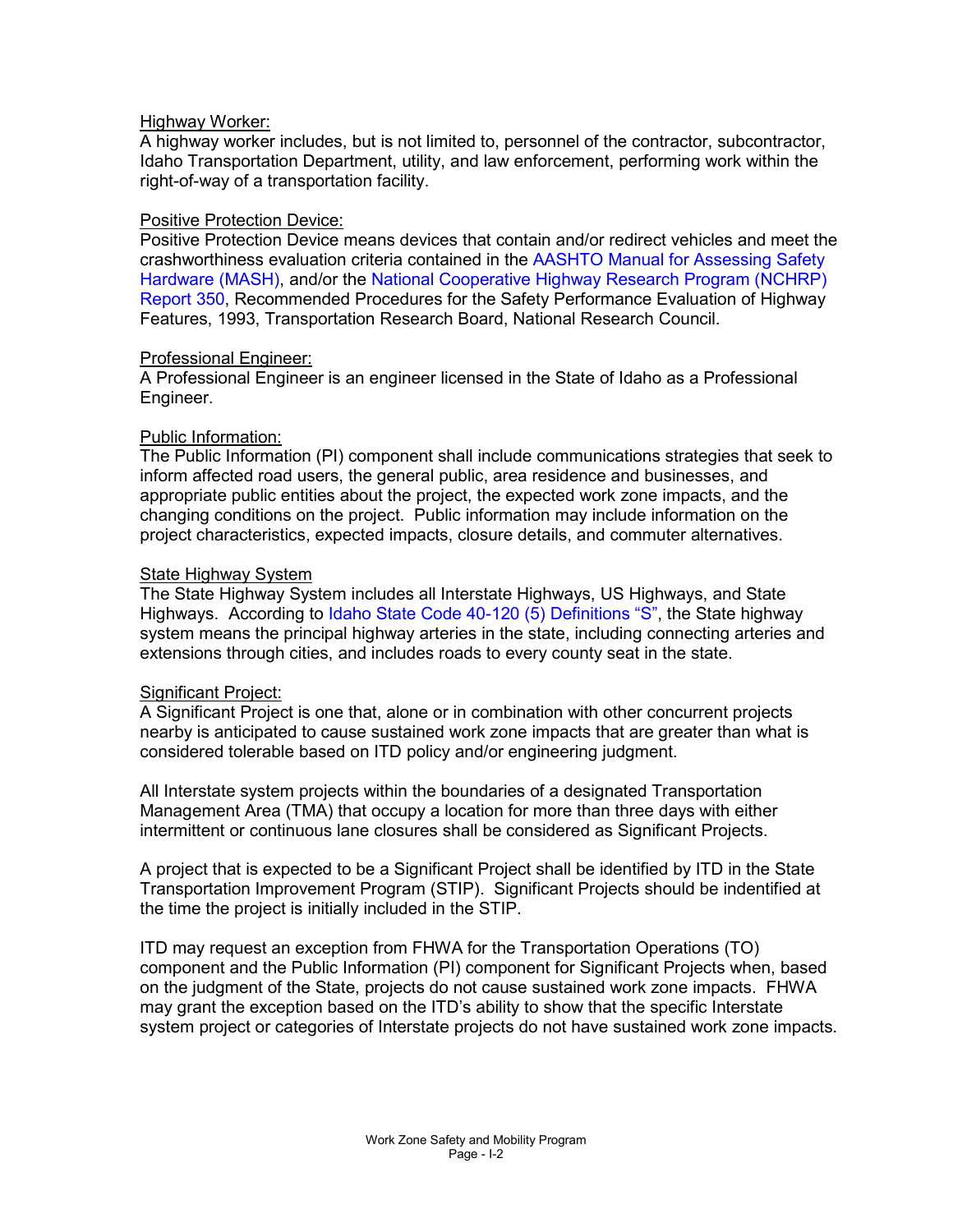Highway Worker:

A highway worker includes, but is not limited to, personnel of the contractor, subcontractor, Idaho Transportation Department, utility, and law enforcement, performing work within the right-of-way of a transportation facility.

Positive Protection Device:

Positive Protection Device means devices that contain and/or redirect vehicles and meet the crashworthiness evaluation criteria contained in the AASHTO Manual for Assessing Safety Hardware (MASH), and/or the National Cooperative Highway Research Program (NCHRP) Report 350, Recommended Procedures for the Safety Performance Evaluation of Highway Features, 1993, Transportation Research Board, National Research Council.

Professional Engineer:

A Professional Engineer is an engineer licensed in the State of Idaho as a Professional Engineer.

Public Information:

The Public Information (PI) component shall include communications strategies that seek to inform affected road users, the general public, area residence and businesses, and appropriate public entities about the project, the expected work zone impacts, and the changing conditions on the project. Public information may include information on the project characteristics, expected impacts, closure details, and commuter alternatives.

State Highway System

The State Highway System includes all Interstate Highways, US Highways, and State Highways. According to Idaho State Code 40-120 (5) Definitions "S", the State highway system means the principal highway arteries in the state, including connecting arteries and extensions through cities, and includes roads to every county seat in the state.

Significant Project:

A Significant Project is one that, alone or in combination with other concurrent projects nearby is anticipated to cause sustained work zone impacts that are greater than what is considered tolerable based on ITD policy and/or engineering judgment.

All Interstate system projects within the boundaries of a designated Transportation Management Area (TMA) that occupy a location for more than three days with either intermittent or continuous lane closures shall be considered as Significant Projects.

A project that is expected to be a Significant Project shall be identified by ITD in the State Transportation Improvement Program (STIP). Significant Projects should be indentified at the time the project is initially included in the STIP.

ITD may request an exception from FHWA for the Transportation Operations (TO) component and the Public Information (PI) component for Significant Projects when, based on the judgment of the State, projects do not cause sustained work zone impacts. FHWA may grant the exception based on the ITD's ability to show that the specific Interstate system project or categories of Interstate projects do not have sustained work zone impacts.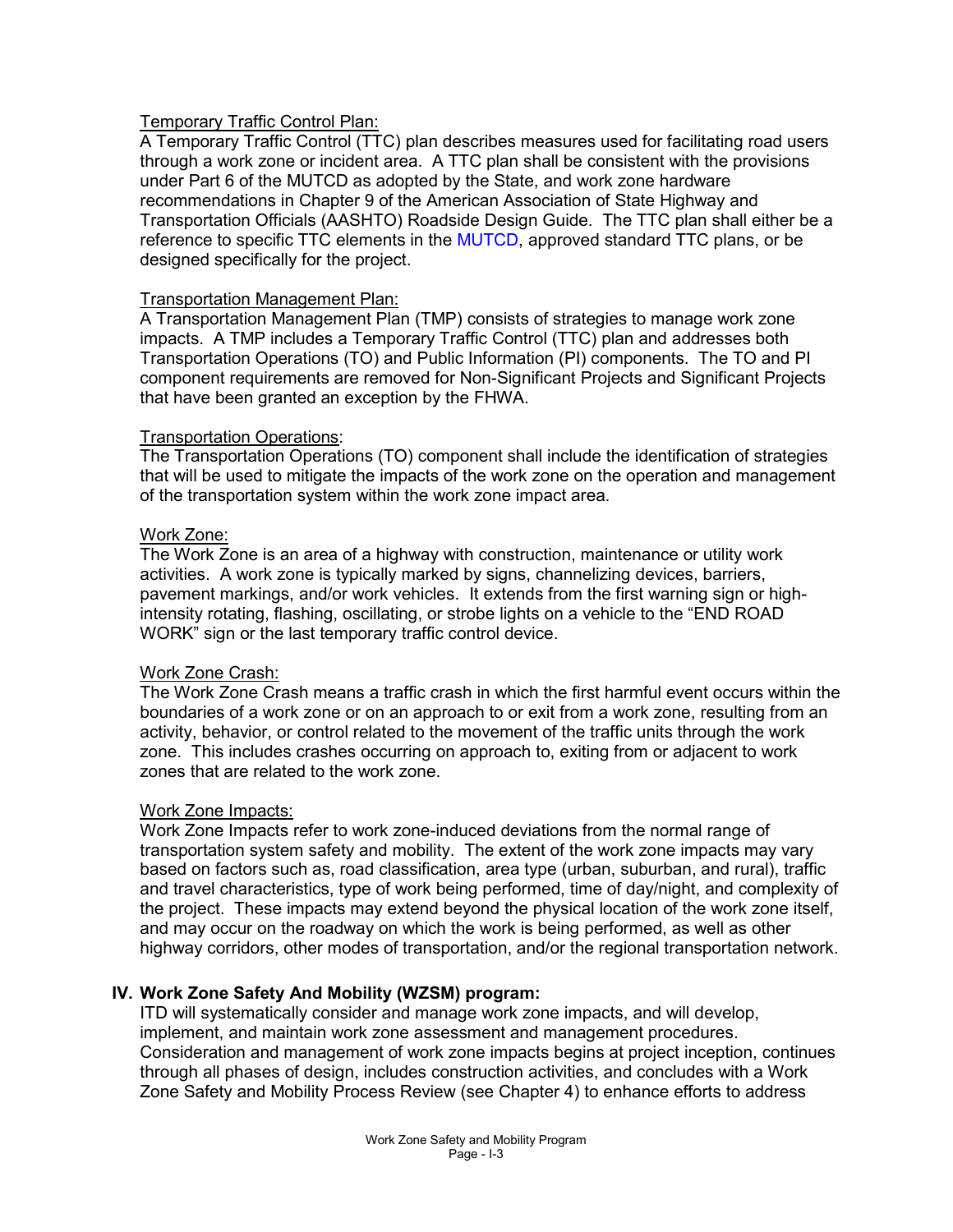Temporary Traffic Control Plan:
A Temporary Traffic Control (TTC) plan describes measures used for facilitating road users through a work zone or incident area. A TTC plan shall be consistent with the provisions under Part 6 of the MUTCD as adopted by the State, and work zone hardware recommendations in Chapter 9 of the American Association of State Highway and Transportation Officials (AASHTO) Roadside Design Guide. The TTC plan shall either be a reference to specific TTC elements in the MUTCD, approved standard TTC plans, or be designed specifically for the project.

Transportation Management Plan:
A Transportation Management Plan (TMP) consists of strategies to manage work zone impacts. A TMP includes a Temporary Traffic Control (TTC) plan and addresses both Transportation Operations (TO) and Public Information (PI) components. The TO and PI component requirements are removed for Non-Significant Projects and Significant Projects that have been granted an exception by the FHWA.

Transportation Operations:
The Transportation Operations (TO) component shall include the identification of strategies that will be used to mitigate the impacts of the work zone on the operation and management of the transportation system within the work zone impact area.

Work Zone:
The Work Zone is an area of a highway with construction, maintenance or utility work activities. A work zone is typically marked by signs, channelizing devices, barriers, pavement markings, and/or work vehicles. It extends from the first warning sign or high-intensity rotating, flashing, oscillating, or strobe lights on a vehicle to the "END ROAD WORK" sign or the last temporary traffic control device.

Work Zone Crash:
The Work Zone Crash means a traffic crash in which the first harmful event occurs within the boundaries of a work zone or on an approach to or exit from a work zone, resulting from an activity, behavior, or control related to the movement of the traffic units through the work zone. This includes crashes occurring on approach to, exiting from or adjacent to work zones that are related to the work zone.

Work Zone Impacts:
Work Zone Impacts refer to work zone-induced deviations from the normal range of transportation system safety and mobility. The extent of the work zone impacts may vary based on factors such as, road classification, area type (urban, suburban, and rural), traffic and travel characteristics, type of work being performed, time of day/night, and complexity of the project. These impacts may extend beyond the physical location of the work zone itself, and may occur on the roadway on which the work is being performed, as well as other highway corridors, other modes of transportation, and/or the regional transportation network.

## IV. Work Zone Safety And Mobility (WZSM) program:

ITD will systematically consider and manage work zone impacts, and will develop, implement, and maintain work zone assessment and management procedures. Consideration and management of work zone impacts begins at project inception, continues through all phases of design, includes construction activities, and concludes with a Work Zone Safety and Mobility Process Review (see Chapter 4) to enhance efforts to address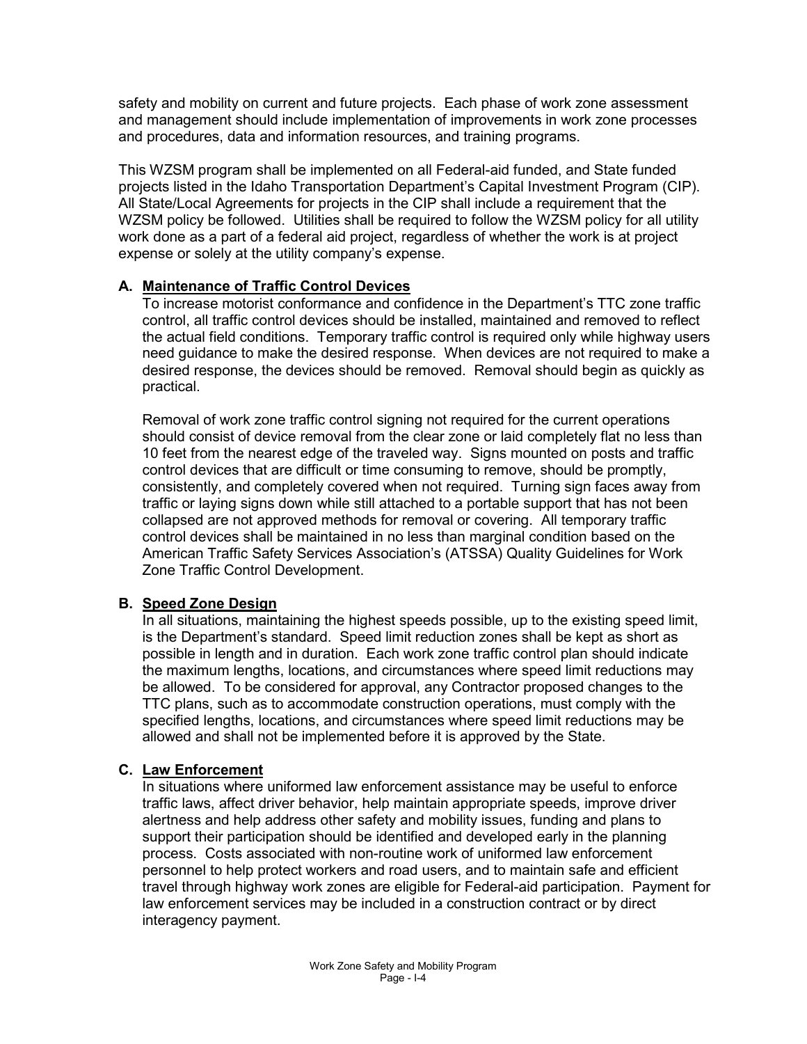safety and mobility on current and future projects. Each phase of work zone assessment and management should include implementation of improvements in work zone processes and procedures, data and information resources, and training programs.

This WZSM program shall be implemented on all Federal-aid funded, and State funded projects listed in the Idaho Transportation Department's Capital Investment Program (CIP). All State/Local Agreements for projects in the CIP shall include a requirement that the WZSM policy be followed. Utilities shall be required to follow the WZSM policy for all utility work done as a part of a federal aid project, regardless of whether the work is at project expense or solely at the utility company's expense.

### A. Maintenance of Traffic Control Devices

To increase motorist conformance and confidence in the Department's TTC zone traffic control, all traffic control devices should be installed, maintained and removed to reflect the actual field conditions. Temporary traffic control is required only while highway users need guidance to make the desired response. When devices are not required to make a desired response, the devices should be removed. Removal should begin as quickly as practical.

Removal of work zone traffic control signing not required for the current operations should consist of device removal from the clear zone or laid completely flat no less than 10 feet from the nearest edge of the traveled way. Signs mounted on posts and traffic control devices that are difficult or time consuming to remove, should be promptly, consistently, and completely covered when not required. Turning sign faces away from traffic or laying signs down while still attached to a portable support that has not been collapsed are not approved methods for removal or covering. All temporary traffic control devices shall be maintained in no less than marginal condition based on the American Traffic Safety Services Association's (ATSSA) Quality Guidelines for Work Zone Traffic Control Development.

### B. Speed Zone Design

In all situations, maintaining the highest speeds possible, up to the existing speed limit, is the Department's standard. Speed limit reduction zones shall be kept as short as possible in length and in duration. Each work zone traffic control plan should indicate the maximum lengths, locations, and circumstances where speed limit reductions may be allowed. To be considered for approval, any Contractor proposed changes to the TTC plans, such as to accommodate construction operations, must comply with the specified lengths, locations, and circumstances where speed limit reductions may be allowed and shall not be implemented before it is approved by the State.

### C. Law Enforcement

In situations where uniformed law enforcement assistance may be useful to enforce traffic laws, affect driver behavior, help maintain appropriate speeds, improve driver alertness and help address other safety and mobility issues, funding and plans to support their participation should be identified and developed early in the planning process. Costs associated with non-routine work of uniformed law enforcement personnel to help protect workers and road users, and to maintain safe and efficient travel through highway work zones are eligible for Federal-aid participation. Payment for law enforcement services may be included in a construction contract or by direct interagency payment.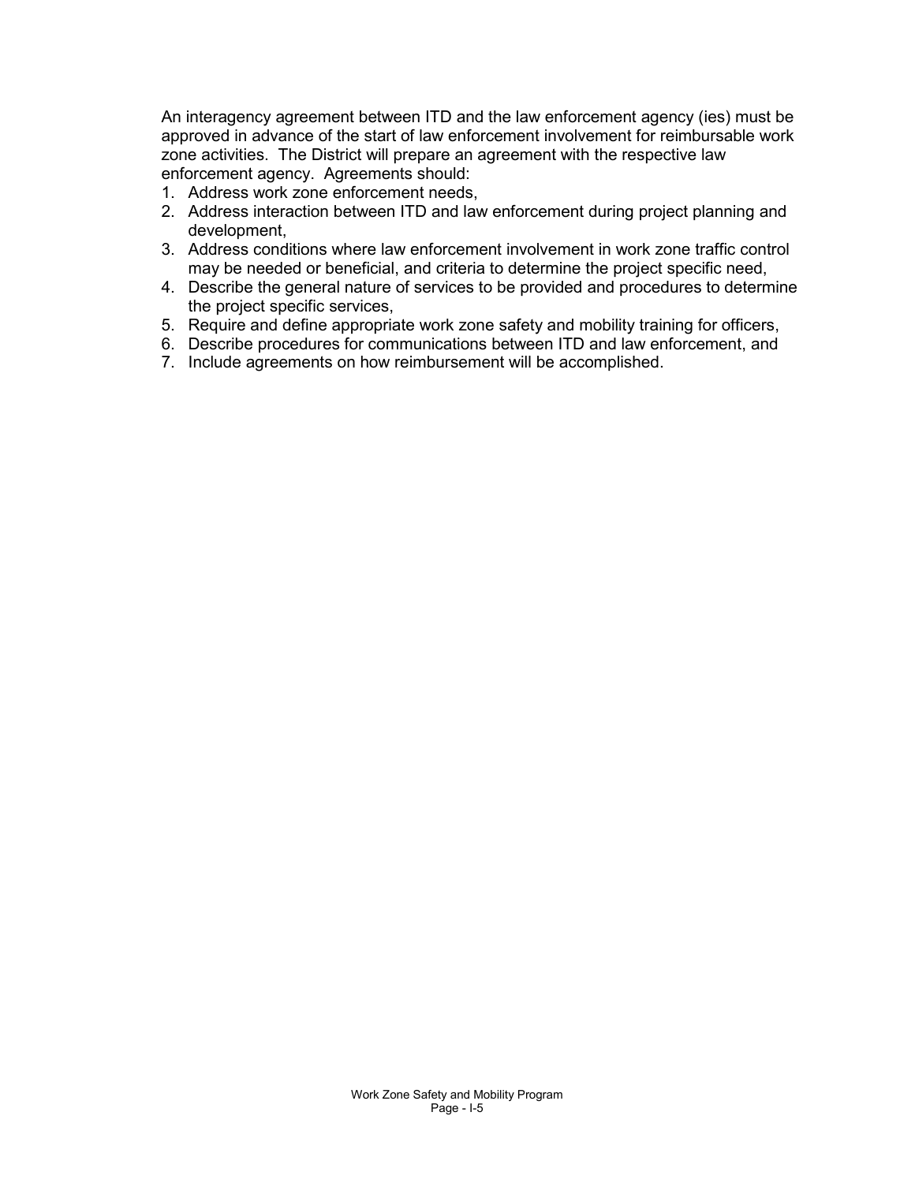An interagency agreement between ITD and the law enforcement agency (ies) must be approved in advance of the start of law enforcement involvement for reimbursable work zone activities. The District will prepare an agreement with the respective law enforcement agency. Agreements should:

1. Address work zone enforcement needs,
2. Address interaction between ITD and law enforcement during project planning and development,
3. Address conditions where law enforcement involvement in work zone traffic control may be needed or beneficial, and criteria to determine the project specific need,
4. Describe the general nature of services to be provided and procedures to determine the project specific services,
5. Require and define appropriate work zone safety and mobility training for officers,
6. Describe procedures for communications between ITD and law enforcement, and
7. Include agreements on how reimbursement will be accomplished.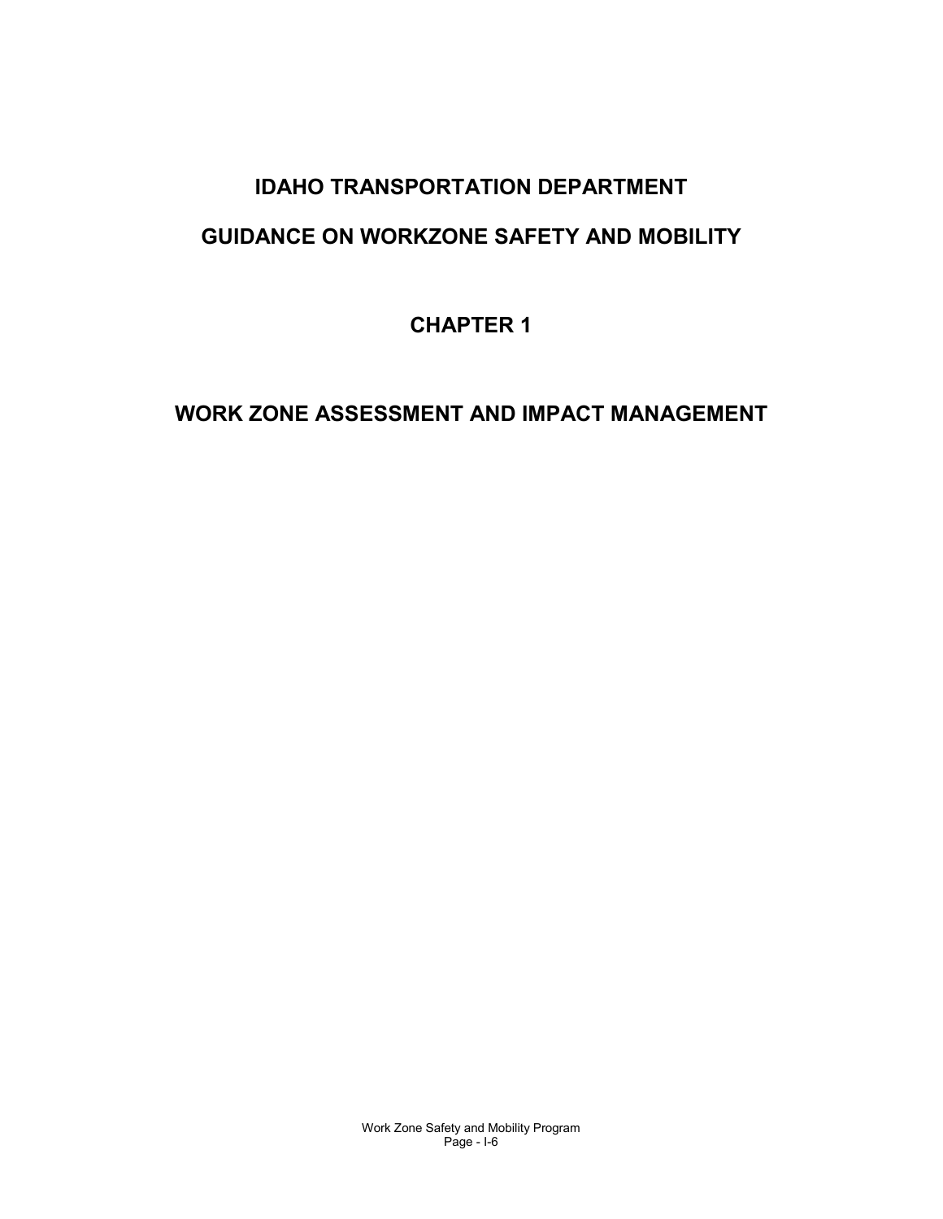# IDAHO TRANSPORTATION DEPARTMENT

# GUIDANCE ON WORKZONE SAFETY AND MOBILITY

# CHAPTER 1

# WORK ZONE ASSESSMENT AND IMPACT MANAGEMENT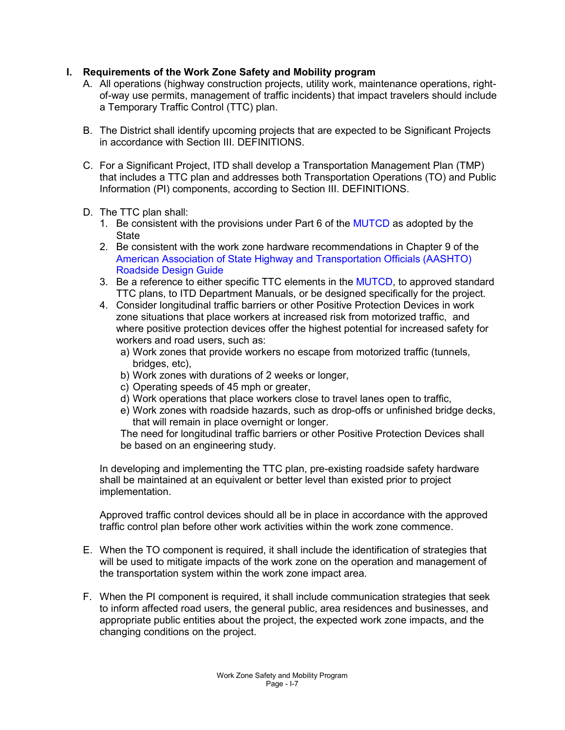## I. Requirements of the Work Zone Safety and Mobility program

A. All operations (highway construction projects, utility work, maintenance operations, right-of-way use permits, management of traffic incidents) that impact travelers should include a Temporary Traffic Control (TTC) plan.

B. The District shall identify upcoming projects that are expected to be Significant Projects in accordance with Section III. DEFINITIONS.

C. For a Significant Project, ITD shall develop a Transportation Management Plan (TMP) that includes a TTC plan and addresses both Transportation Operations (TO) and Public Information (PI) components, according to Section III. DEFINITIONS.

D. The TTC plan shall:

1. Be consistent with the provisions under Part 6 of the MUTCD as adopted by the State
2. Be consistent with the work zone hardware recommendations in Chapter 9 of the American Association of State Highway and Transportation Officials (AASHTO) Roadside Design Guide
3. Be a reference to either specific TTC elements in the MUTCD, to approved standard TTC plans, to ITD Department Manuals, or be designed specifically for the project.
4. Consider longitudinal traffic barriers or other Positive Protection Devices in work zone situations that place workers at increased risk from motorized traffic, and where positive protection devices offer the highest potential for increased safety for workers and road users, such as:
   a) Work zones that provide workers no escape from motorized traffic (tunnels, bridges, etc),
   b) Work zones with durations of 2 weeks or longer,
   c) Operating speeds of 45 mph or greater,
   d) Work operations that place workers close to travel lanes open to traffic,
   e) Work zones with roadside hazards, such as drop-offs or unfinished bridge decks, that will remain in place overnight or longer.

   The need for longitudinal traffic barriers or other Positive Protection Devices shall be based on an engineering study.

In developing and implementing the TTC plan, pre-existing roadside safety hardware shall be maintained at an equivalent or better level than existed prior to project implementation.

Approved traffic control devices should all be in place in accordance with the approved traffic control plan before other work activities within the work zone commence.

E. When the TO component is required, it shall include the identification of strategies that will be used to mitigate impacts of the work zone on the operation and management of the transportation system within the work zone impact area.

F. When the PI component is required, it shall include communication strategies that seek to inform affected road users, the general public, area residences and businesses, and appropriate public entities about the project, the expected work zone impacts, and the changing conditions on the project.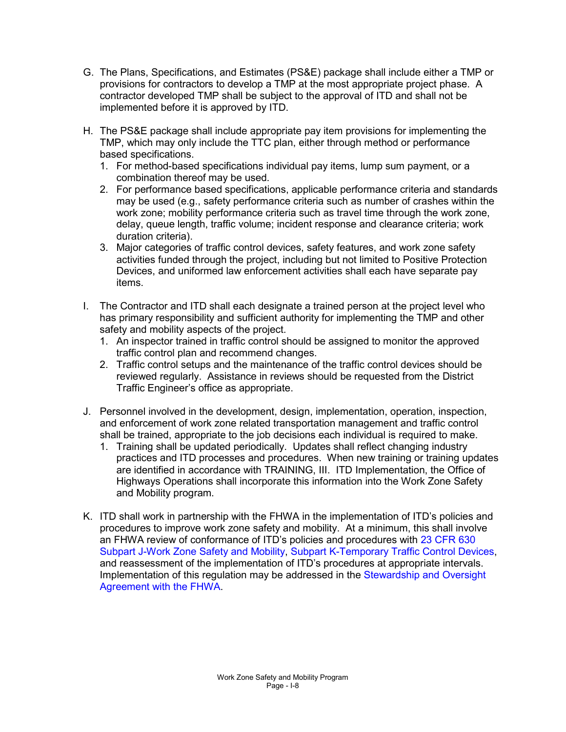G. The Plans, Specifications, and Estimates (PS&E) package shall include either a TMP or provisions for contractors to develop a TMP at the most appropriate project phase. A contractor developed TMP shall be subject to the approval of ITD and shall not be implemented before it is approved by ITD.

H. The PS&E package shall include appropriate pay item provisions for implementing the TMP, which may only include the TTC plan, either through method or performance based specifications.
   1. For method-based specifications individual pay items, lump sum payment, or a combination thereof may be used.
   2. For performance based specifications, applicable performance criteria and standards may be used (e.g., safety performance criteria such as number of crashes within the work zone; mobility performance criteria such as travel time through the work zone, delay, queue length, traffic volume; incident response and clearance criteria; work duration criteria).
   3. Major categories of traffic control devices, safety features, and work zone safety activities funded through the project, including but not limited to Positive Protection Devices, and uniformed law enforcement activities shall each have separate pay items.

I. The Contractor and ITD shall each designate a trained person at the project level who has primary responsibility and sufficient authority for implementing the TMP and other safety and mobility aspects of the project.
   1. An inspector trained in traffic control should be assigned to monitor the approved traffic control plan and recommend changes.
   2. Traffic control setups and the maintenance of the traffic control devices should be reviewed regularly. Assistance in reviews should be requested from the District Traffic Engineer's office as appropriate.

J. Personnel involved in the development, design, implementation, operation, inspection, and enforcement of work zone related transportation management and traffic control shall be trained, appropriate to the job decisions each individual is required to make.
   1. Training shall be updated periodically. Updates shall reflect changing industry practices and ITD processes and procedures. When new training or training updates are identified in accordance with TRAINING, III. ITD Implementation, the Office of Highways Operations shall incorporate this information into the Work Zone Safety and Mobility program.

K. ITD shall work in partnership with the FHWA in the implementation of ITD's policies and procedures to improve work zone safety and mobility. At a minimum, this shall involve an FHWA review of conformance of ITD's policies and procedures with 23 CFR 630 Subpart J-Work Zone Safety and Mobility, Subpart K-Temporary Traffic Control Devices, and reassessment of the implementation of ITD's procedures at appropriate intervals. Implementation of this regulation may be addressed in the Stewardship and Oversight Agreement with the FHWA.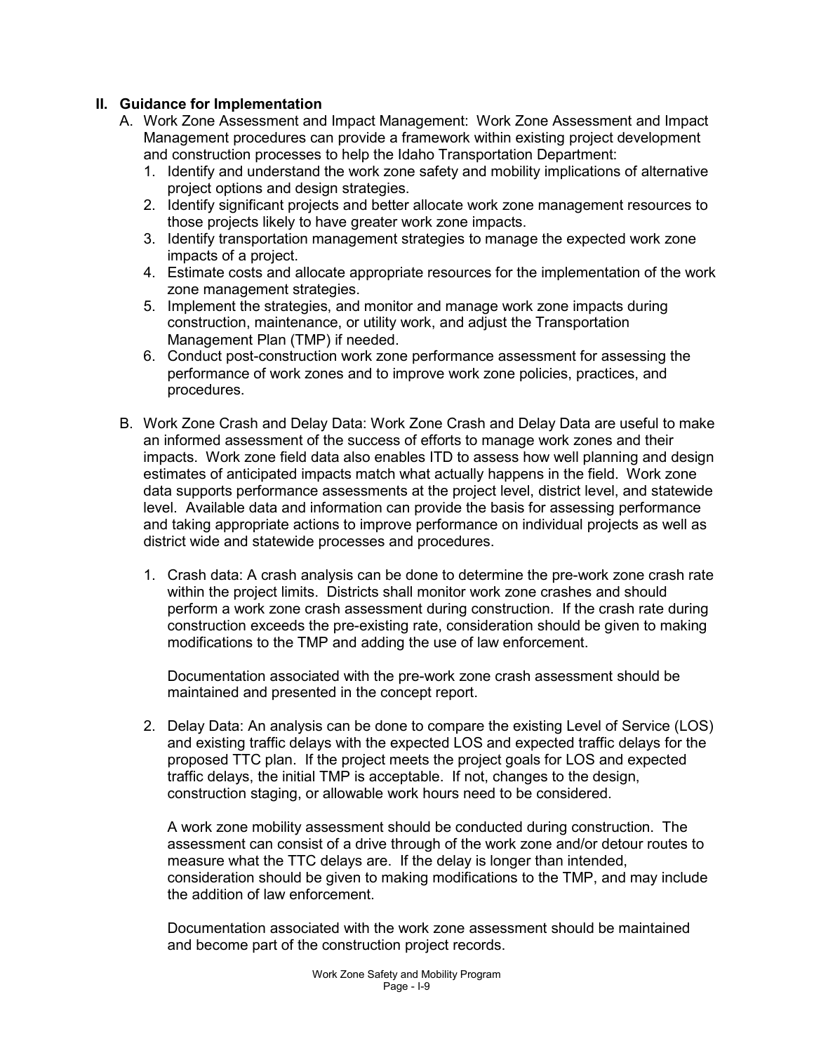## II. Guidance for Implementation

A. Work Zone Assessment and Impact Management: Work Zone Assessment and Impact Management procedures can provide a framework within existing project development and construction processes to help the Idaho Transportation Department:

   1. Identify and understand the work zone safety and mobility implications of alternative project options and design strategies.
   2. Identify significant projects and better allocate work zone management resources to those projects likely to have greater work zone impacts.
   3. Identify transportation management strategies to manage the expected work zone impacts of a project.
   4. Estimate costs and allocate appropriate resources for the implementation of the work zone management strategies.
   5. Implement the strategies, and monitor and manage work zone impacts during construction, maintenance, or utility work, and adjust the Transportation Management Plan (TMP) if needed.
   6. Conduct post-construction work zone performance assessment for assessing the performance of work zones and to improve work zone policies, practices, and procedures.

B. Work Zone Crash and Delay Data: Work Zone Crash and Delay Data are useful to make an informed assessment of the success of efforts to manage work zones and their impacts. Work zone field data also enables ITD to assess how well planning and design estimates of anticipated impacts match what actually happens in the field. Work zone data supports performance assessments at the project level, district level, and statewide level. Available data and information can provide the basis for assessing performance and taking appropriate actions to improve performance on individual projects as well as district wide and statewide processes and procedures.

   1. Crash data: A crash analysis can be done to determine the pre-work zone crash rate within the project limits. Districts shall monitor work zone crashes and should perform a work zone crash assessment during construction. If the crash rate during construction exceeds the pre-existing rate, consideration should be given to making modifications to the TMP and adding the use of law enforcement.

      Documentation associated with the pre-work zone crash assessment should be maintained and presented in the concept report.

   2. Delay Data: An analysis can be done to compare the existing Level of Service (LOS) and existing traffic delays with the expected LOS and expected traffic delays for the proposed TTC plan. If the project meets the project goals for LOS and expected traffic delays, the initial TMP is acceptable. If not, changes to the design, construction staging, or allowable work hours need to be considered.

      A work zone mobility assessment should be conducted during construction. The assessment can consist of a drive through of the work zone and/or detour routes to measure what the TTC delays are. If the delay is longer than intended, consideration should be given to making modifications to the TMP, and may include the addition of law enforcement.

      Documentation associated with the work zone assessment should be maintained and become part of the construction project records.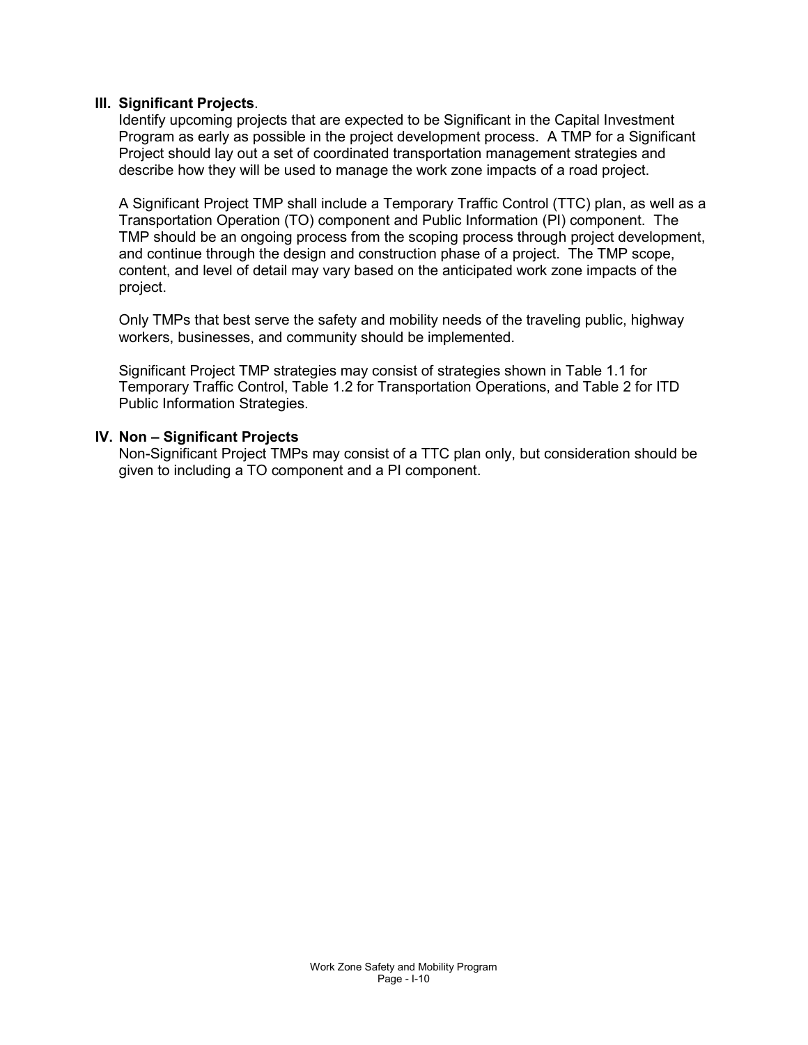## III. Significant Projects.

Identify upcoming projects that are expected to be Significant in the Capital Investment Program as early as possible in the project development process. A TMP for a Significant Project should lay out a set of coordinated transportation management strategies and describe how they will be used to manage the work zone impacts of a road project.

A Significant Project TMP shall include a Temporary Traffic Control (TTC) plan, as well as a Transportation Operation (TO) component and Public Information (PI) component. The TMP should be an ongoing process from the scoping process through project development, and continue through the design and construction phase of a project. The TMP scope, content, and level of detail may vary based on the anticipated work zone impacts of the project.

Only TMPs that best serve the safety and mobility needs of the traveling public, highway workers, businesses, and community should be implemented.

Significant Project TMP strategies may consist of strategies shown in Table 1.1 for Temporary Traffic Control, Table 1.2 for Transportation Operations, and Table 2 for ITD Public Information Strategies.

## IV. Non – Significant Projects

Non-Significant Project TMPs may consist of a TTC plan only, but consideration should be given to including a TO component and a PI component.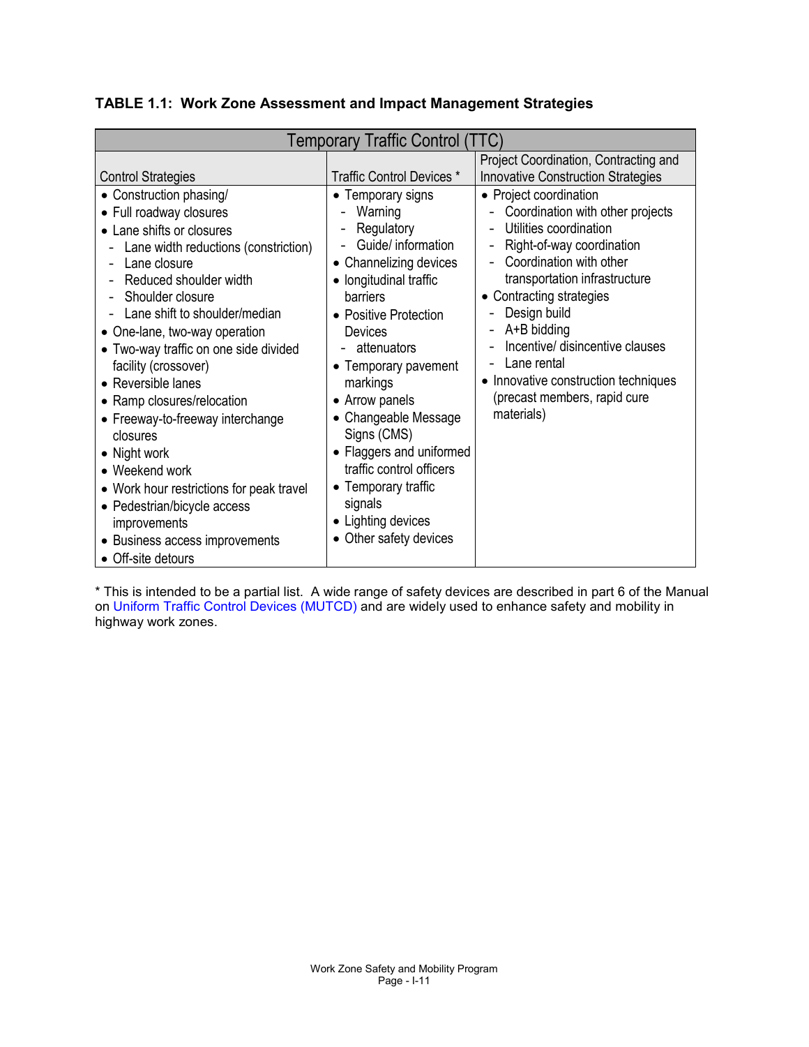**TABLE 1.1: Work Zone Assessment and Impact Management Strategies**

| Temporary Traffic Control (TTC) | | |
|---|---|---|
| Control Strategies | Traffic Control Devices * | Project Coordination, Contracting and Innovative Construction Strategies |
| • Construction phasing/<br>• Full roadway closures<br>• Lane shifts or closures<br>&nbsp;&nbsp;- Lane width reductions (constriction)<br>&nbsp;&nbsp;- Lane closure<br>&nbsp;&nbsp;- Reduced shoulder width<br>&nbsp;&nbsp;- Shoulder closure<br>&nbsp;&nbsp;- Lane shift to shoulder/median<br>• One-lane, two-way operation<br>• Two-way traffic on one side divided facility (crossover)<br>• Reversible lanes<br>• Ramp closures/relocation<br>• Freeway-to-freeway interchange closures<br>• Night work<br>• Weekend work<br>• Work hour restrictions for peak travel<br>• Pedestrian/bicycle access improvements<br>• Business access improvements<br>• Off-site detours | • Temporary signs<br>&nbsp;&nbsp;- Warning<br>&nbsp;&nbsp;- Regulatory<br>&nbsp;&nbsp;- Guide/ information<br>• Channelizing devices<br>• longitudinal traffic barriers<br>• Positive Protection Devices<br>&nbsp;&nbsp;- attenuators<br>• Temporary pavement markings<br>• Arrow panels<br>• Changeable Message Signs (CMS)<br>• Flaggers and uniformed traffic control officers<br>• Temporary traffic signals<br>• Lighting devices<br>• Other safety devices | • Project coordination<br>&nbsp;&nbsp;- Coordination with other projects<br>&nbsp;&nbsp;- Utilities coordination<br>&nbsp;&nbsp;- Right-of-way coordination<br>&nbsp;&nbsp;- Coordination with other transportation infrastructure<br>• Contracting strategies<br>&nbsp;&nbsp;- Design build<br>&nbsp;&nbsp;- A+B bidding<br>&nbsp;&nbsp;- Incentive/ disincentive clauses<br>&nbsp;&nbsp;- Lane rental<br>• Innovative construction techniques (precast members, rapid cure materials) |

* This is intended to be a partial list. A wide range of safety devices are described in part 6 of the Manual on Uniform Traffic Control Devices (MUTCD) and are widely used to enhance safety and mobility in highway work zones.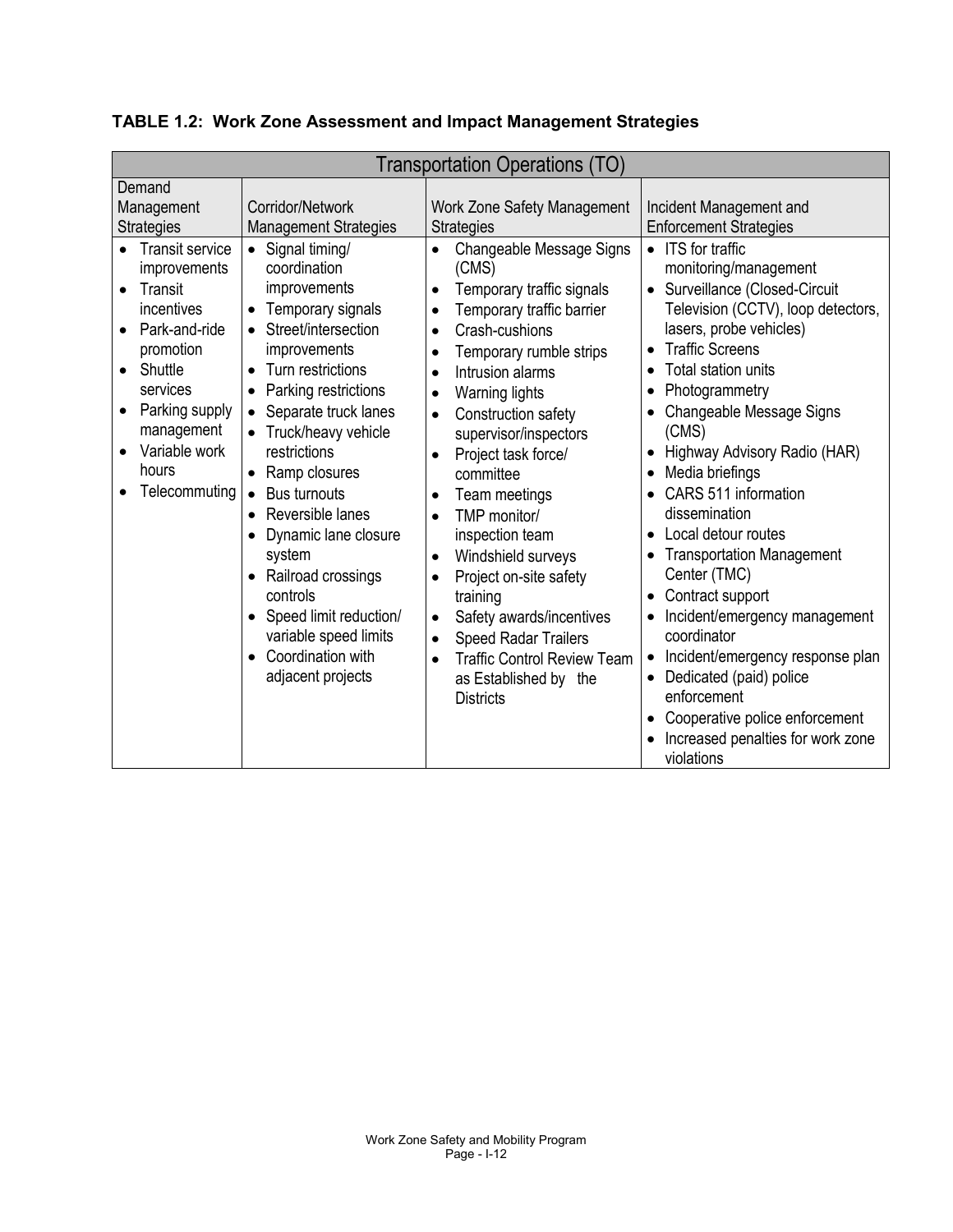**TABLE 1.2: Work Zone Assessment and Impact Management Strategies**

| Transportation Operations (TO) | | | |
|---|---|---|---|
| Demand Management Strategies | Corridor/Network Management Strategies | Work Zone Safety Management Strategies | Incident Management and Enforcement Strategies |
| • Transit service improvements<br>• Transit incentives<br>• Park-and-ride promotion<br>• Shuttle services<br>• Parking supply management<br>• Variable work hours<br>• Telecommuting | • Signal timing/ coordination improvements<br>• Temporary signals<br>• Street/intersection improvements<br>• Turn restrictions<br>• Parking restrictions<br>• Separate truck lanes<br>• Truck/heavy vehicle restrictions<br>• Ramp closures<br>• Bus turnouts<br>• Reversible lanes<br>• Dynamic lane closure system<br>• Railroad crossings controls<br>• Speed limit reduction/ variable speed limits<br>• Coordination with adjacent projects | • Changeable Message Signs (CMS)<br>• Temporary traffic signals<br>• Temporary traffic barrier<br>• Crash-cushions<br>• Temporary rumble strips<br>• Intrusion alarms<br>• Warning lights<br>• Construction safety supervisor/inspectors<br>• Project task force/ committee<br>• Team meetings<br>• TMP monitor/ inspection team<br>• Windshield surveys<br>• Project on-site safety training<br>• Safety awards/incentives<br>• Speed Radar Trailers<br>• Traffic Control Review Team as Established by the Districts | • ITS for traffic monitoring/management<br>• Surveillance (Closed-Circuit Television (CCTV), loop detectors, lasers, probe vehicles)<br>• Traffic Screens<br>• Total station units<br>• Photogrammetry<br>• Changeable Message Signs (CMS)<br>• Highway Advisory Radio (HAR)<br>• Media briefings<br>• CARS 511 information dissemination<br>• Local detour routes<br>• Transportation Management Center (TMC)<br>• Contract support<br>• Incident/emergency management coordinator<br>• Incident/emergency response plan<br>• Dedicated (paid) police enforcement<br>• Cooperative police enforcement<br>• Increased penalties for work zone violations |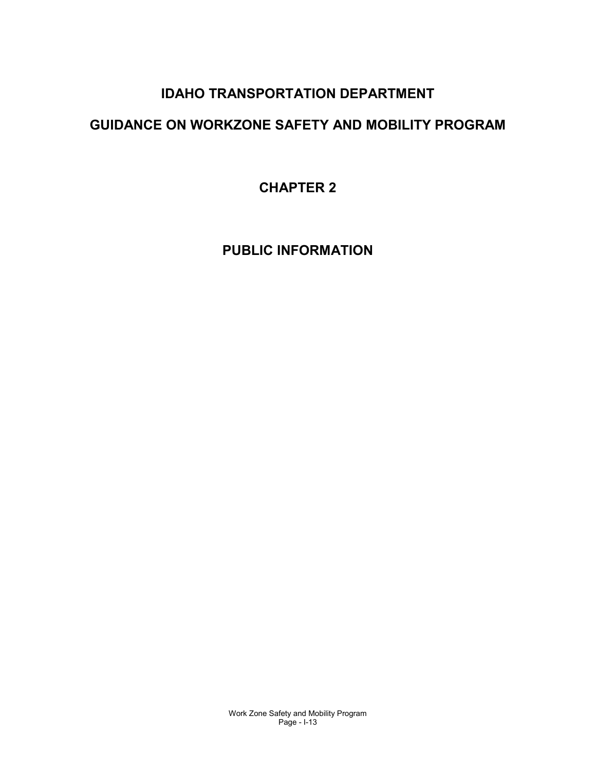# IDAHO TRANSPORTATION DEPARTMENT

# GUIDANCE ON WORKZONE SAFETY AND MOBILITY PROGRAM

## CHAPTER 2

## PUBLIC INFORMATION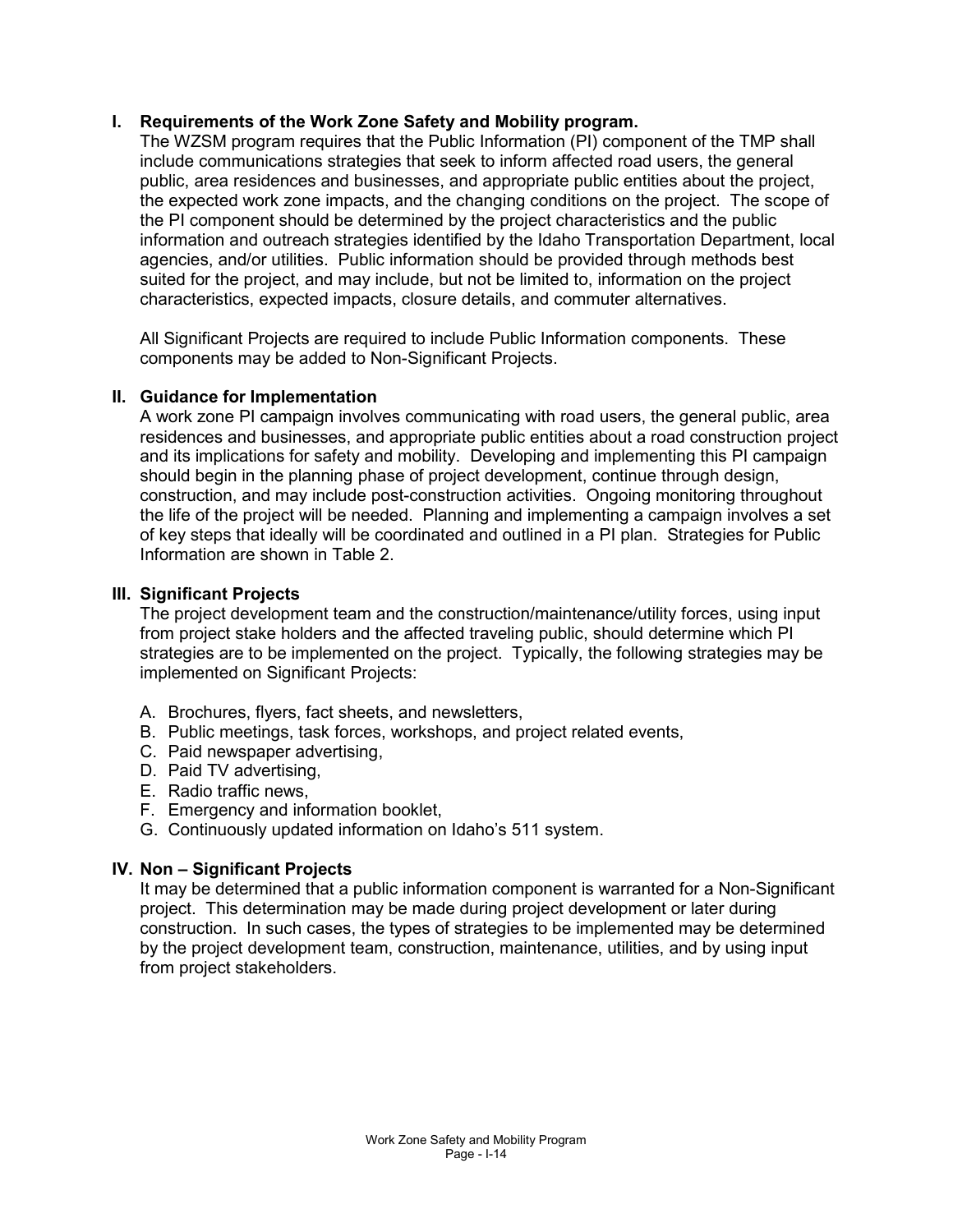## I. Requirements of the Work Zone Safety and Mobility program.

The WZSM program requires that the Public Information (PI) component of the TMP shall include communications strategies that seek to inform affected road users, the general public, area residences and businesses, and appropriate public entities about the project, the expected work zone impacts, and the changing conditions on the project. The scope of the PI component should be determined by the project characteristics and the public information and outreach strategies identified by the Idaho Transportation Department, local agencies, and/or utilities. Public information should be provided through methods best suited for the project, and may include, but not be limited to, information on the project characteristics, expected impacts, closure details, and commuter alternatives.

All Significant Projects are required to include Public Information components. These components may be added to Non-Significant Projects.

## II. Guidance for Implementation

A work zone PI campaign involves communicating with road users, the general public, area residences and businesses, and appropriate public entities about a road construction project and its implications for safety and mobility. Developing and implementing this PI campaign should begin in the planning phase of project development, continue through design, construction, and may include post-construction activities. Ongoing monitoring throughout the life of the project will be needed. Planning and implementing a campaign involves a set of key steps that ideally will be coordinated and outlined in a PI plan. Strategies for Public Information are shown in Table 2.

## III. Significant Projects

The project development team and the construction/maintenance/utility forces, using input from project stake holders and the affected traveling public, should determine which PI strategies are to be implemented on the project. Typically, the following strategies may be implemented on Significant Projects:

A. Brochures, flyers, fact sheets, and newsletters,
B. Public meetings, task forces, workshops, and project related events,
C. Paid newspaper advertising,
D. Paid TV advertising,
E. Radio traffic news,
F. Emergency and information booklet,
G. Continuously updated information on Idaho's 511 system.

## IV. Non – Significant Projects

It may be determined that a public information component is warranted for a Non-Significant project. This determination may be made during project development or later during construction. In such cases, the types of strategies to be implemented may be determined by the project development team, construction, maintenance, utilities, and by using input from project stakeholders.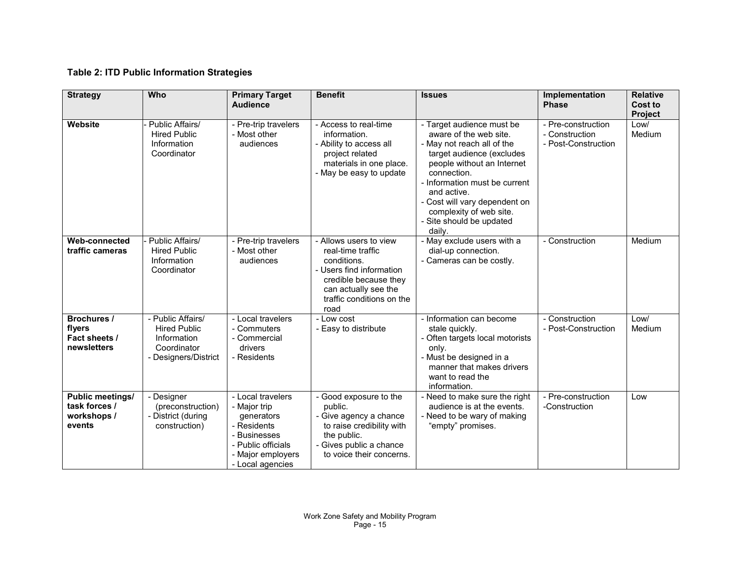**Table 2: ITD Public Information Strategies**

| Strategy | Who | Primary Target Audience | Benefit | Issues | Implementation Phase | Relative Cost to Project |
|---|---|---|---|---|---|---|
| **Website** | - Public Affairs/ Hired Public Information Coordinator | - Pre-trip travelers<br>- Most other audiences | - Access to real-time information.<br>- Ability to access all project related materials in one place.<br>- May be easy to update | - Target audience must be aware of the web site.<br>- May not reach all of the target audience (excludes people without an Internet connection.<br>- Information must be current and active.<br>- Cost will vary dependent on complexity of web site.<br>- Site should be updated daily. | - Pre-construction<br>- Construction<br>- Post-Construction | Low/ Medium |
| **Web-connected traffic cameras** | - Public Affairs/ Hired Public Information Coordinator | - Pre-trip travelers<br>- Most other audiences | - Allows users to view real-time traffic conditions.<br>- Users find information credible because they can actually see the traffic conditions on the road | - May exclude users with a dial-up connection.<br>- Cameras can be costly. | - Construction | Medium |
| **Brochures / flyers Fact sheets / newsletters** | - Public Affairs/ Hired Public Information Coordinator<br>- Designers/District | - Local travelers<br>- Commuters<br>- Commercial drivers<br>- Residents | - Low cost<br>- Easy to distribute | - Information can become stale quickly.<br>- Often targets local motorists only.<br>- Must be designed in a manner that makes drivers want to read the information. | - Construction<br>- Post-Construction | Low/ Medium |
| **Public meetings/ task forces / workshops / events** | - Designer (preconstruction)<br>- District (during construction) | - Local travelers<br>- Major trip generators<br>- Residents<br>- Businesses<br>- Public officials<br>- Major employers<br>- Local agencies | - Good exposure to the public.<br>- Give agency a chance to raise credibility with the public.<br>- Gives public a chance to voice their concerns. | - Need to make sure the right audience is at the events.<br>- Need to be wary of making "empty" promises. | - Pre-construction<br>-Construction | Low |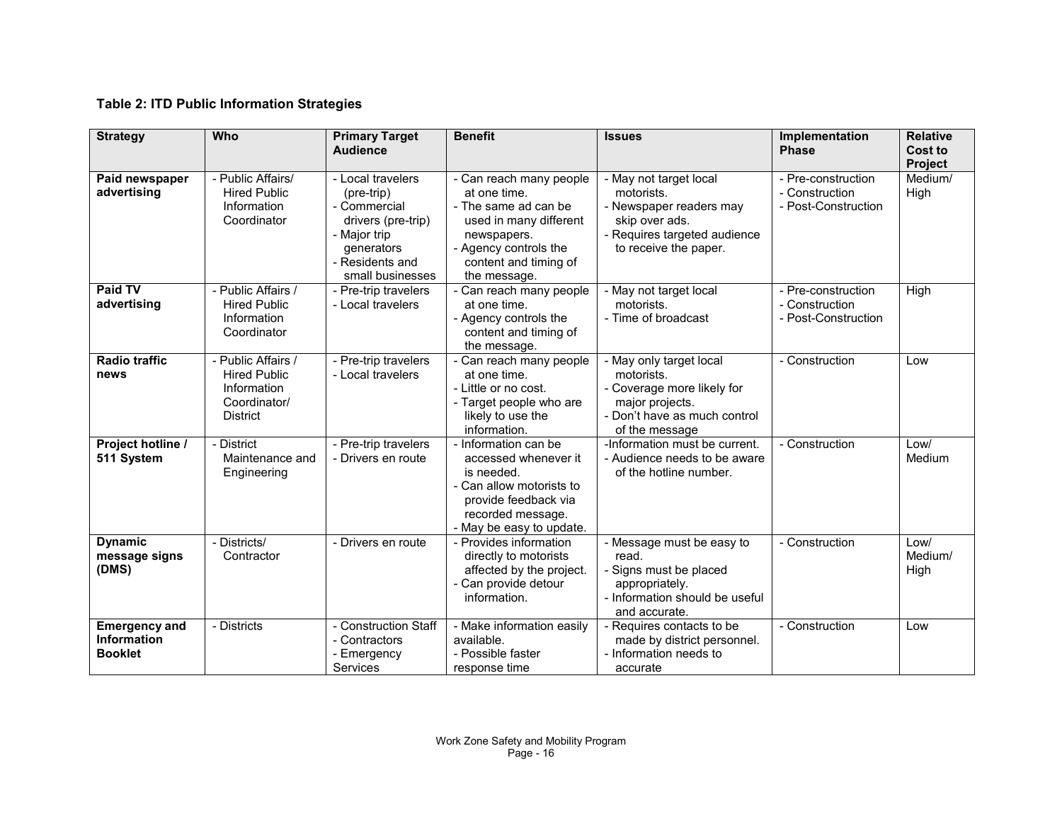**Table 2: ITD Public Information Strategies**

| Strategy | Who | Primary Target Audience | Benefit | Issues | Implementation Phase | Relative Cost to Project |
|---|---|---|---|---|---|---|
| **Paid newspaper advertising** | - Public Affairs/ Hired Public Information Coordinator | - Local travelers (pre-trip)<br>- Commercial drivers (pre-trip)<br>- Major trip generators<br>- Residents and small businesses | - Can reach many people at one time.<br>- The same ad can be used in many different newspapers.<br>- Agency controls the content and timing of the message. | - May not target local motorists.<br>- Newspaper readers may skip over ads.<br>- Requires targeted audience to receive the paper. | - Pre-construction<br>- Construction<br>- Post-Construction | Medium/ High |
| **Paid TV advertising** | - Public Affairs / Hired Public Information Coordinator | - Pre-trip travelers<br>- Local travelers | - Can reach many people at one time.<br>- Agency controls the content and timing of the message. | - May not target local motorists.<br>- Time of broadcast | - Pre-construction<br>- Construction<br>- Post-Construction | High |
| **Radio traffic news** | - Public Affairs / Hired Public Information Coordinator/ District | - Pre-trip travelers<br>- Local travelers | - Can reach many people at one time.<br>- Little or no cost.<br>- Target people who are likely to use the information. | - May only target local motorists.<br>- Coverage more likely for major projects.<br>- Don't have as much control of the message | - Construction | Low |
| **Project hotline / 511 System** | - District Maintenance and Engineering | - Pre-trip travelers<br>- Drivers en route | - Information can be accessed whenever it is needed.<br>- Can allow motorists to provide feedback via recorded message.<br>- May be easy to update. | -Information must be current.<br>- Audience needs to be aware of the hotline number. | - Construction | Low/ Medium |
| **Dynamic message signs (DMS)** | - Districts/ Contractor | - Drivers en route | - Provides information directly to motorists affected by the project.<br>- Can provide detour information. | - Message must be easy to read.<br>- Signs must be placed appropriately.<br>- Information should be useful and accurate. | - Construction | Low/ Medium/ High |
| **Emergency and Information Booklet** | - Districts | - Construction Staff<br>- Contractors<br>- Emergency Services | - Make information easily available.<br>- Possible faster response time | - Requires contacts to be made by district personnel.<br>- Information needs to accurate | - Construction | Low |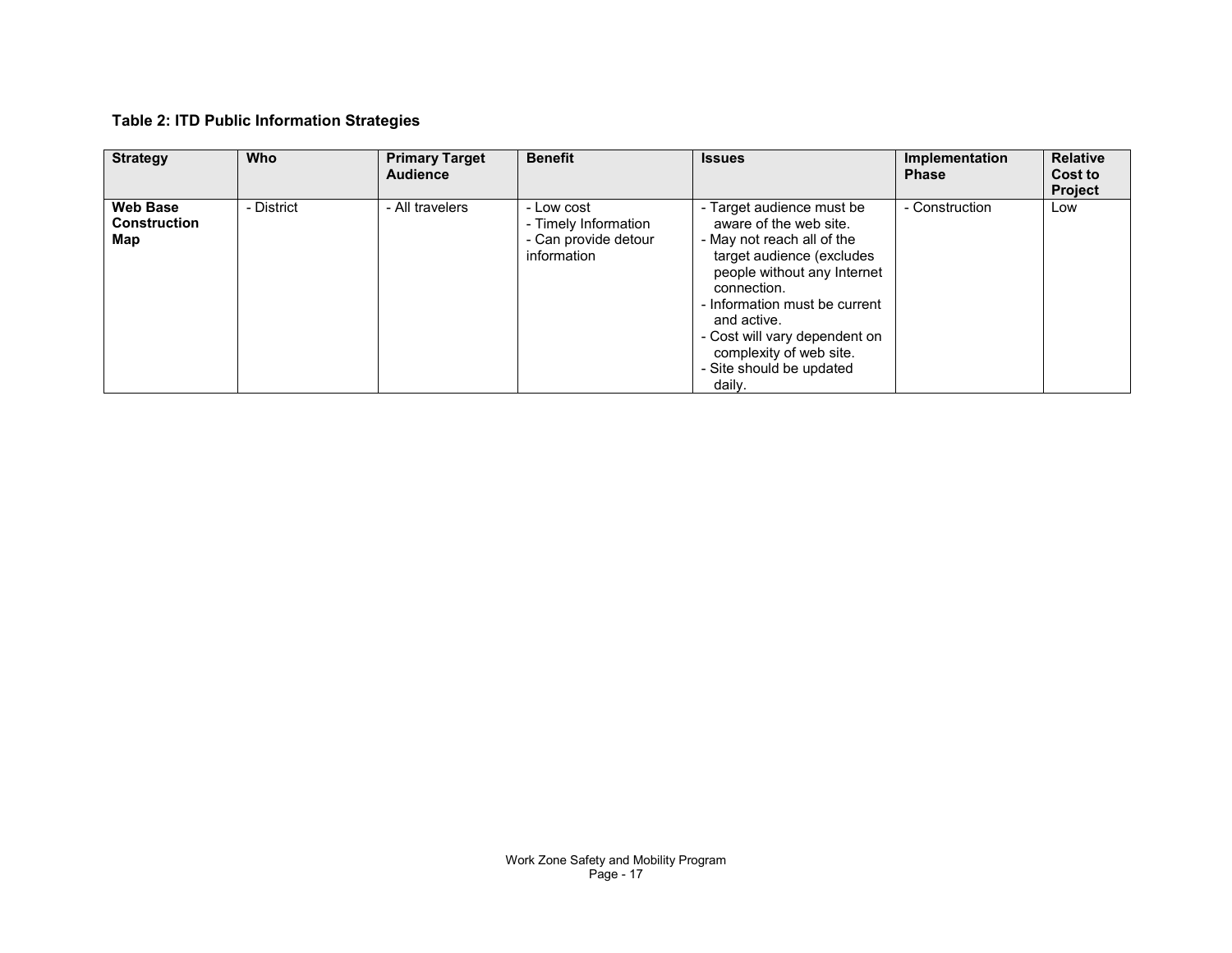**Table 2: ITD Public Information Strategies**

| Strategy | Who | Primary Target Audience | Benefit | Issues | Implementation Phase | Relative Cost to Project |
|---|---|---|---|---|---|---|
| **Web Base Construction Map** | - District | - All travelers | - Low cost<br>- Timely Information<br>- Can provide detour information | - Target audience must be aware of the web site.<br>- May not reach all of the target audience (excludes people without any Internet connection.<br>- Information must be current and active.<br>- Cost will vary dependent on complexity of web site.<br>- Site should be updated daily. | - Construction | Low |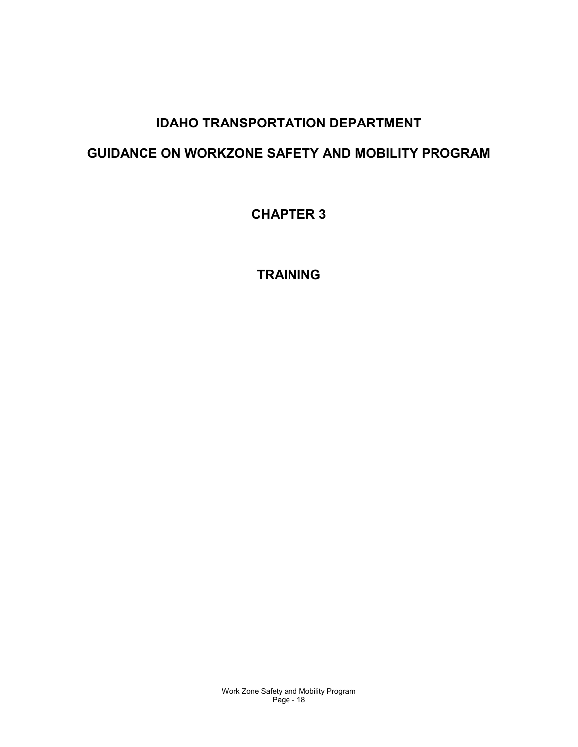# IDAHO TRANSPORTATION DEPARTMENT

# GUIDANCE ON WORKZONE SAFETY AND MOBILITY PROGRAM

## CHAPTER 3

## TRAINING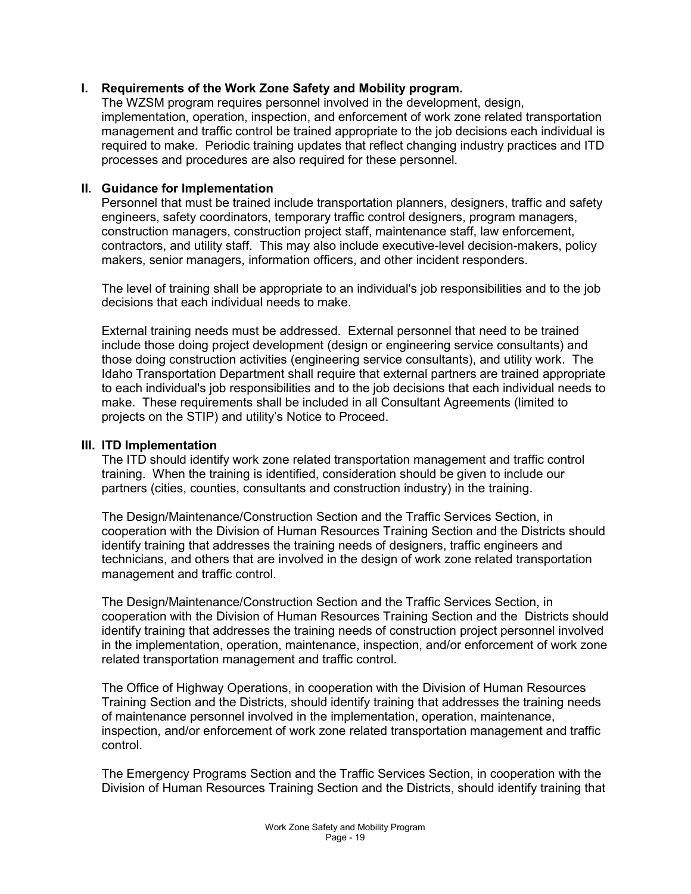## I. Requirements of the Work Zone Safety and Mobility program.

The WZSM program requires personnel involved in the development, design, implementation, operation, inspection, and enforcement of work zone related transportation management and traffic control be trained appropriate to the job decisions each individual is required to make. Periodic training updates that reflect changing industry practices and ITD processes and procedures are also required for these personnel.

## II. Guidance for Implementation

Personnel that must be trained include transportation planners, designers, traffic and safety engineers, safety coordinators, temporary traffic control designers, program managers, construction managers, construction project staff, maintenance staff, law enforcement, contractors, and utility staff. This may also include executive-level decision-makers, policy makers, senior managers, information officers, and other incident responders.

The level of training shall be appropriate to an individual's job responsibilities and to the job decisions that each individual needs to make.

External training needs must be addressed. External personnel that need to be trained include those doing project development (design or engineering service consultants) and those doing construction activities (engineering service consultants), and utility work. The Idaho Transportation Department shall require that external partners are trained appropriate to each individual's job responsibilities and to the job decisions that each individual needs to make. These requirements shall be included in all Consultant Agreements (limited to projects on the STIP) and utility's Notice to Proceed.

## III. ITD Implementation

The ITD should identify work zone related transportation management and traffic control training. When the training is identified, consideration should be given to include our partners (cities, counties, consultants and construction industry) in the training.

The Design/Maintenance/Construction Section and the Traffic Services Section, in cooperation with the Division of Human Resources Training Section and the Districts should identify training that addresses the training needs of designers, traffic engineers and technicians, and others that are involved in the design of work zone related transportation management and traffic control.

The Design/Maintenance/Construction Section and the Traffic Services Section, in cooperation with the Division of Human Resources Training Section and the Districts should identify training that addresses the training needs of construction project personnel involved in the implementation, operation, maintenance, inspection, and/or enforcement of work zone related transportation management and traffic control.

The Office of Highway Operations, in cooperation with the Division of Human Resources Training Section and the Districts, should identify training that addresses the training needs of maintenance personnel involved in the implementation, operation, maintenance, inspection, and/or enforcement of work zone related transportation management and traffic control.

The Emergency Programs Section and the Traffic Services Section, in cooperation with the Division of Human Resources Training Section and the Districts, should identify training that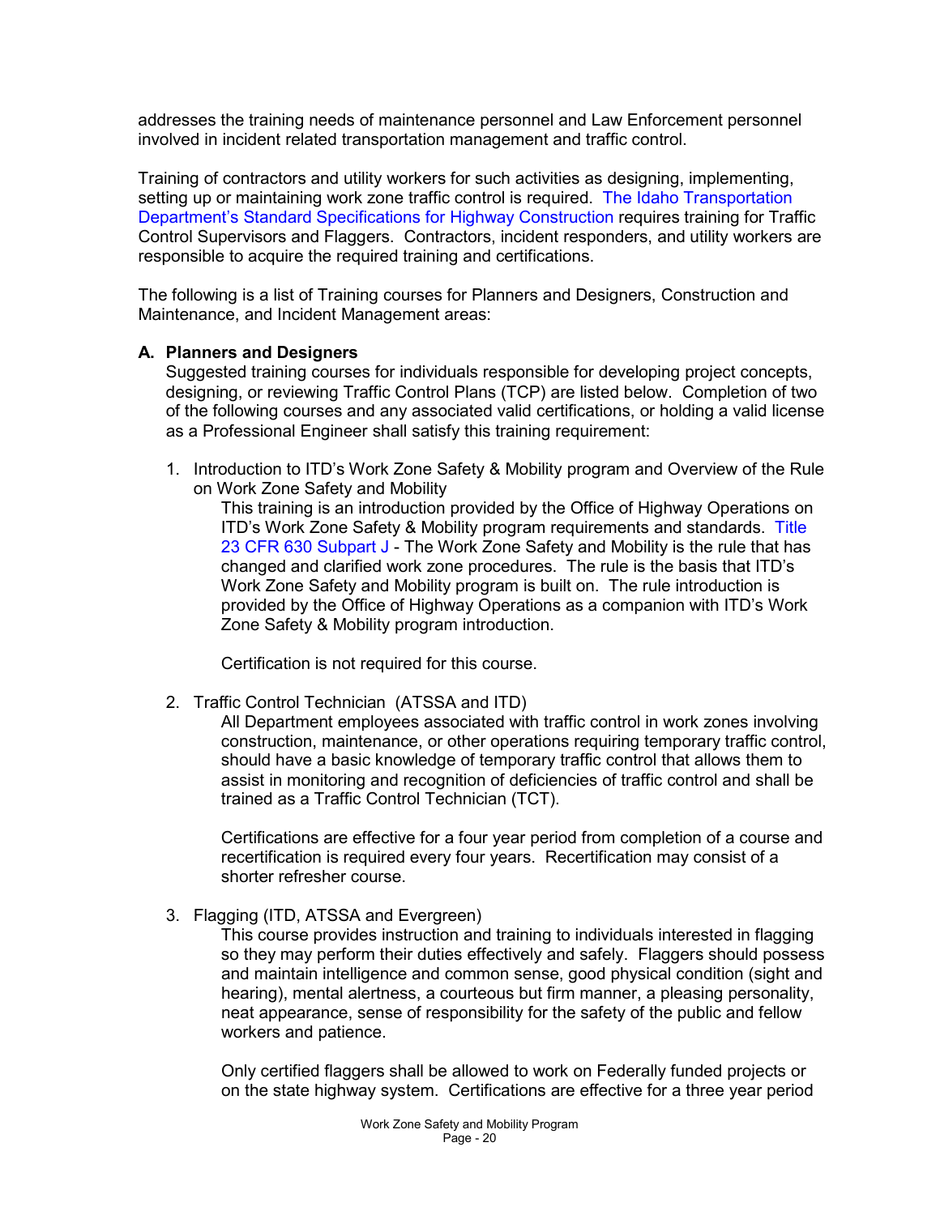addresses the training needs of maintenance personnel and Law Enforcement personnel involved in incident related transportation management and traffic control.

Training of contractors and utility workers for such activities as designing, implementing, setting up or maintaining work zone traffic control is required. The Idaho Transportation Department's Standard Specifications for Highway Construction requires training for Traffic Control Supervisors and Flaggers. Contractors, incident responders, and utility workers are responsible to acquire the required training and certifications.

The following is a list of Training courses for Planners and Designers, Construction and Maintenance, and Incident Management areas:

**A. Planners and Designers**

Suggested training courses for individuals responsible for developing project concepts, designing, or reviewing Traffic Control Plans (TCP) are listed below. Completion of two of the following courses and any associated valid certifications, or holding a valid license as a Professional Engineer shall satisfy this training requirement:

1. Introduction to ITD's Work Zone Safety & Mobility program and Overview of the Rule on Work Zone Safety and Mobility

   This training is an introduction provided by the Office of Highway Operations on ITD's Work Zone Safety & Mobility program requirements and standards. Title 23 CFR 630 Subpart J - The Work Zone Safety and Mobility is the rule that has changed and clarified work zone procedures. The rule is the basis that ITD's Work Zone Safety and Mobility program is built on. The rule introduction is provided by the Office of Highway Operations as a companion with ITD's Work Zone Safety & Mobility program introduction.

   Certification is not required for this course.

2. Traffic Control Technician (ATSSA and ITD)

   All Department employees associated with traffic control in work zones involving construction, maintenance, or other operations requiring temporary traffic control, should have a basic knowledge of temporary traffic control that allows them to assist in monitoring and recognition of deficiencies of traffic control and shall be trained as a Traffic Control Technician (TCT).

   Certifications are effective for a four year period from completion of a course and recertification is required every four years. Recertification may consist of a shorter refresher course.

3. Flagging (ITD, ATSSA and Evergreen)

   This course provides instruction and training to individuals interested in flagging so they may perform their duties effectively and safely. Flaggers should possess and maintain intelligence and common sense, good physical condition (sight and hearing), mental alertness, a courteous but firm manner, a pleasing personality, neat appearance, sense of responsibility for the safety of the public and fellow workers and patience.

   Only certified flaggers shall be allowed to work on Federally funded projects or on the state highway system. Certifications are effective for a three year period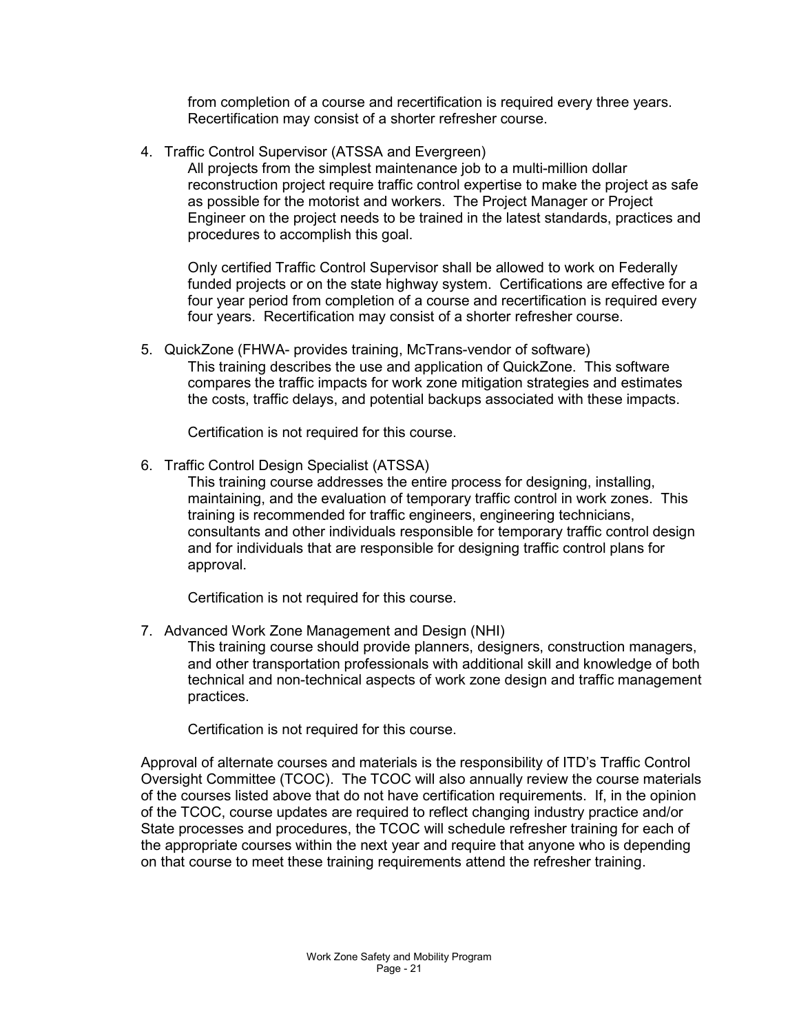from completion of a course and recertification is required every three years. Recertification may consist of a shorter refresher course.

4. Traffic Control Supervisor (ATSSA and Evergreen)

   All projects from the simplest maintenance job to a multi-million dollar reconstruction project require traffic control expertise to make the project as safe as possible for the motorist and workers. The Project Manager or Project Engineer on the project needs to be trained in the latest standards, practices and procedures to accomplish this goal.

   Only certified Traffic Control Supervisor shall be allowed to work on Federally funded projects or on the state highway system. Certifications are effective for a four year period from completion of a course and recertification is required every four years. Recertification may consist of a shorter refresher course.

5. QuickZone (FHWA- provides training, McTrans-vendor of software)

   This training describes the use and application of QuickZone. This software compares the traffic impacts for work zone mitigation strategies and estimates the costs, traffic delays, and potential backups associated with these impacts.

   Certification is not required for this course.

6. Traffic Control Design Specialist (ATSSA)

   This training course addresses the entire process for designing, installing, maintaining, and the evaluation of temporary traffic control in work zones. This training is recommended for traffic engineers, engineering technicians, consultants and other individuals responsible for temporary traffic control design and for individuals that are responsible for designing traffic control plans for approval.

   Certification is not required for this course.

7. Advanced Work Zone Management and Design (NHI)

   This training course should provide planners, designers, construction managers, and other transportation professionals with additional skill and knowledge of both technical and non-technical aspects of work zone design and traffic management practices.

   Certification is not required for this course.

Approval of alternate courses and materials is the responsibility of ITD's Traffic Control Oversight Committee (TCOC). The TCOC will also annually review the course materials of the courses listed above that do not have certification requirements. If, in the opinion of the TCOC, course updates are required to reflect changing industry practice and/or State processes and procedures, the TCOC will schedule refresher training for each of the appropriate courses within the next year and require that anyone who is depending on that course to meet these training requirements attend the refresher training.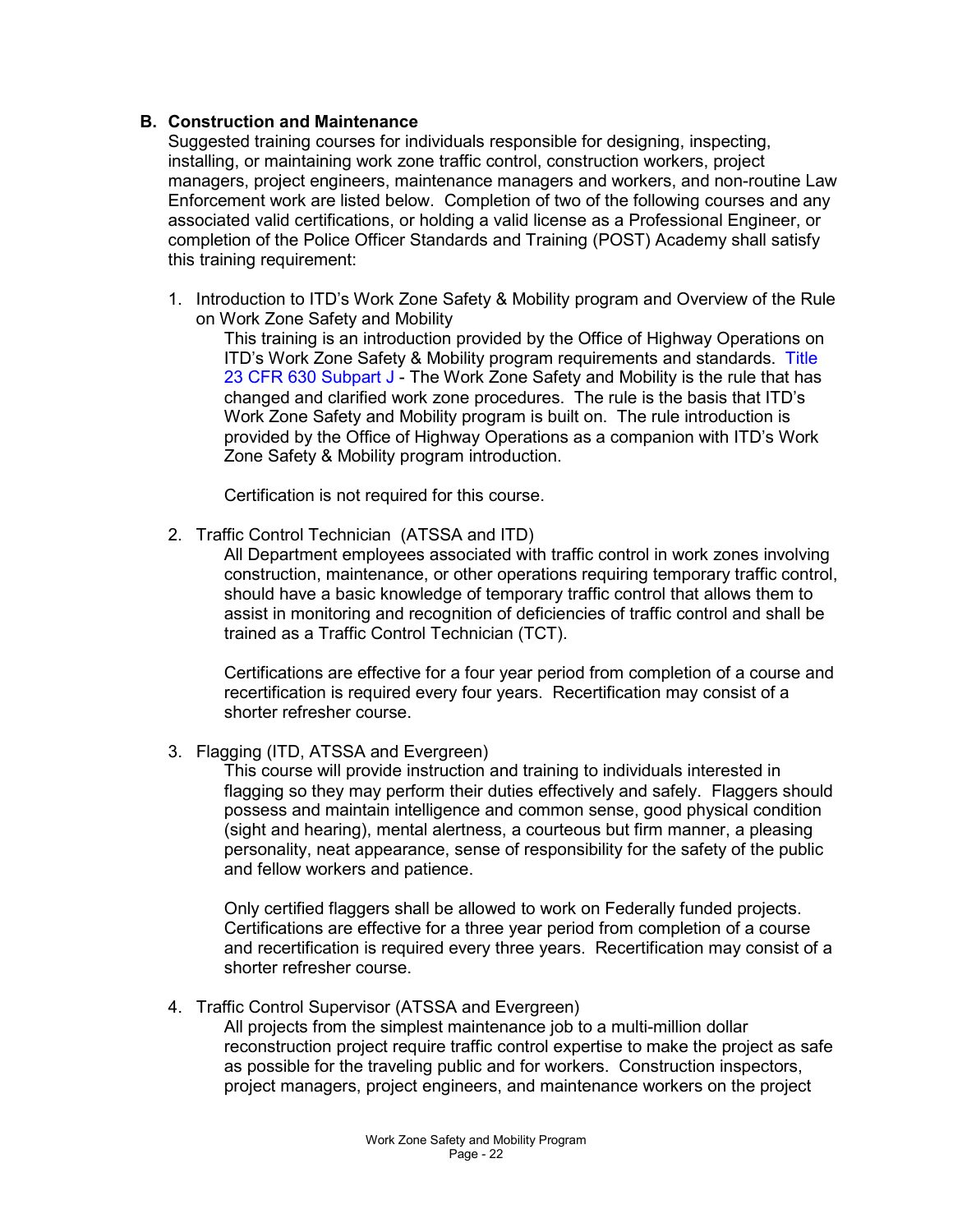## B. Construction and Maintenance

Suggested training courses for individuals responsible for designing, inspecting, installing, or maintaining work zone traffic control, construction workers, project managers, project engineers, maintenance managers and workers, and non-routine Law Enforcement work are listed below. Completion of two of the following courses and any associated valid certifications, or holding a valid license as a Professional Engineer, or completion of the Police Officer Standards and Training (POST) Academy shall satisfy this training requirement:

1. Introduction to ITD's Work Zone Safety & Mobility program and Overview of the Rule on Work Zone Safety and Mobility

   This training is an introduction provided by the Office of Highway Operations on ITD's Work Zone Safety & Mobility program requirements and standards. Title 23 CFR 630 Subpart J - The Work Zone Safety and Mobility is the rule that has changed and clarified work zone procedures. The rule is the basis that ITD's Work Zone Safety and Mobility program is built on. The rule introduction is provided by the Office of Highway Operations as a companion with ITD's Work Zone Safety & Mobility program introduction.

   Certification is not required for this course.

2. Traffic Control Technician (ATSSA and ITD)

   All Department employees associated with traffic control in work zones involving construction, maintenance, or other operations requiring temporary traffic control, should have a basic knowledge of temporary traffic control that allows them to assist in monitoring and recognition of deficiencies of traffic control and shall be trained as a Traffic Control Technician (TCT).

   Certifications are effective for a four year period from completion of a course and recertification is required every four years. Recertification may consist of a shorter refresher course.

3. Flagging (ITD, ATSSA and Evergreen)

   This course will provide instruction and training to individuals interested in flagging so they may perform their duties effectively and safely. Flaggers should possess and maintain intelligence and common sense, good physical condition (sight and hearing), mental alertness, a courteous but firm manner, a pleasing personality, neat appearance, sense of responsibility for the safety of the public and fellow workers and patience.

   Only certified flaggers shall be allowed to work on Federally funded projects. Certifications are effective for a three year period from completion of a course and recertification is required every three years. Recertification may consist of a shorter refresher course.

4. Traffic Control Supervisor (ATSSA and Evergreen)

   All projects from the simplest maintenance job to a multi-million dollar reconstruction project require traffic control expertise to make the project as safe as possible for the traveling public and for workers. Construction inspectors, project managers, project engineers, and maintenance workers on the project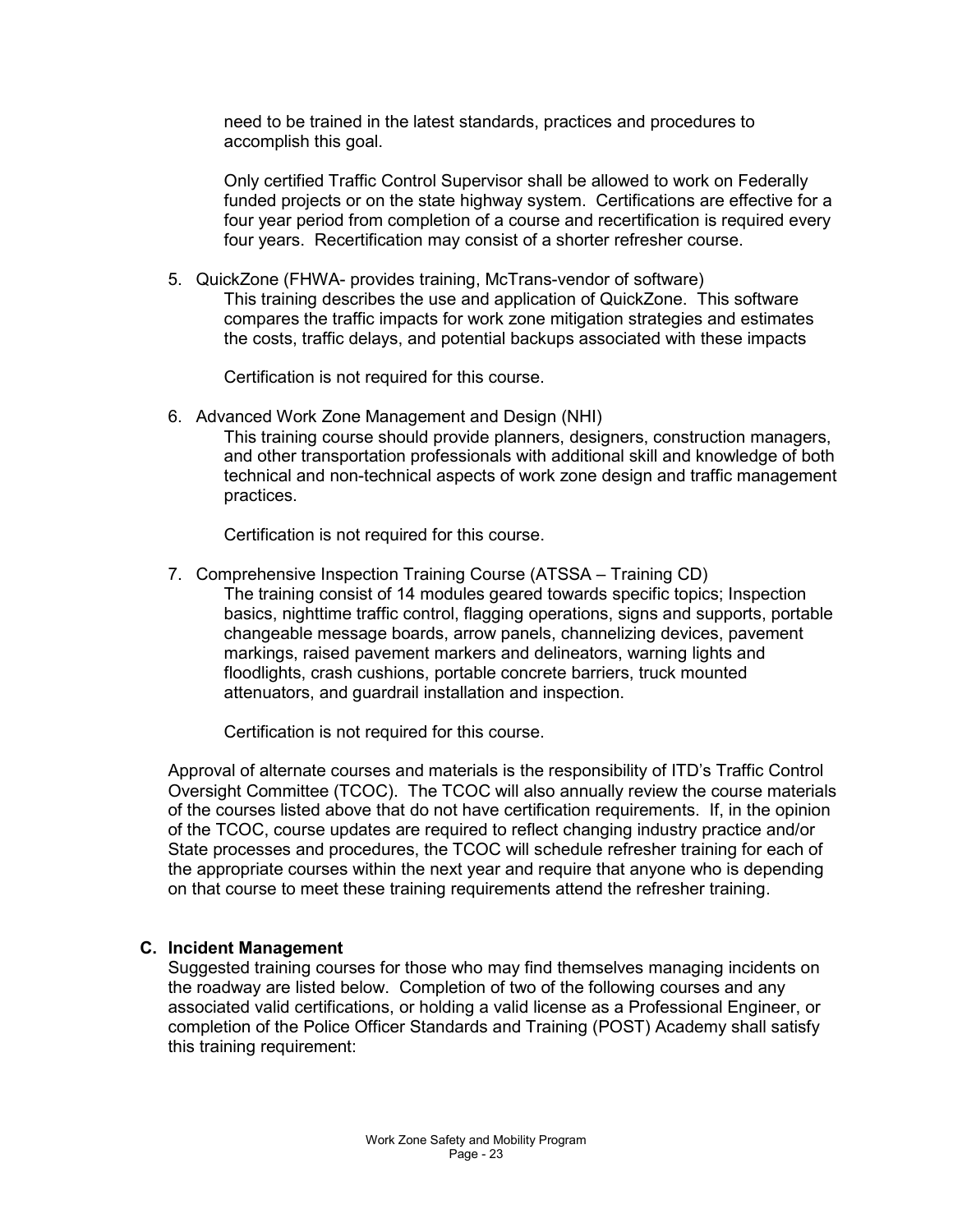need to be trained in the latest standards, practices and procedures to accomplish this goal.

Only certified Traffic Control Supervisor shall be allowed to work on Federally funded projects or on the state highway system. Certifications are effective for a four year period from completion of a course and recertification is required every four years. Recertification may consist of a shorter refresher course.

5. QuickZone (FHWA- provides training, McTrans-vendor of software)

   This training describes the use and application of QuickZone. This software compares the traffic impacts for work zone mitigation strategies and estimates the costs, traffic delays, and potential backups associated with these impacts

   Certification is not required for this course.

6. Advanced Work Zone Management and Design (NHI)

   This training course should provide planners, designers, construction managers, and other transportation professionals with additional skill and knowledge of both technical and non-technical aspects of work zone design and traffic management practices.

   Certification is not required for this course.

7. Comprehensive Inspection Training Course (ATSSA – Training CD)

   The training consist of 14 modules geared towards specific topics; Inspection basics, nighttime traffic control, flagging operations, signs and supports, portable changeable message boards, arrow panels, channelizing devices, pavement markings, raised pavement markers and delineators, warning lights and floodlights, crash cushions, portable concrete barriers, truck mounted attenuators, and guardrail installation and inspection.

   Certification is not required for this course.

Approval of alternate courses and materials is the responsibility of ITD's Traffic Control Oversight Committee (TCOC). The TCOC will also annually review the course materials of the courses listed above that do not have certification requirements. If, in the opinion of the TCOC, course updates are required to reflect changing industry practice and/or State processes and procedures, the TCOC will schedule refresher training for each of the appropriate courses within the next year and require that anyone who is depending on that course to meet these training requirements attend the refresher training.

**C. Incident Management**

Suggested training courses for those who may find themselves managing incidents on the roadway are listed below. Completion of two of the following courses and any associated valid certifications, or holding a valid license as a Professional Engineer, or completion of the Police Officer Standards and Training (POST) Academy shall satisfy this training requirement: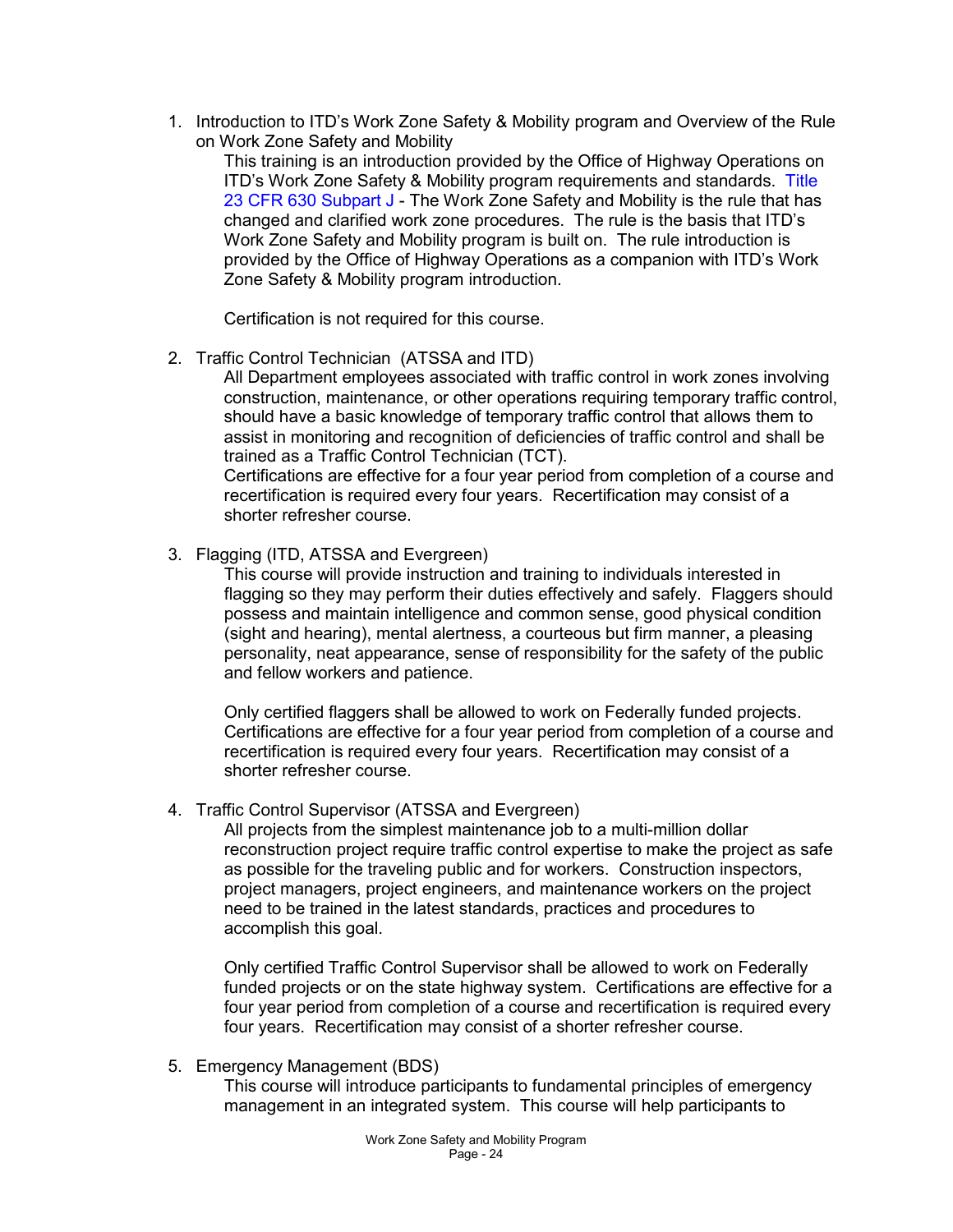1. Introduction to ITD's Work Zone Safety & Mobility program and Overview of the Rule on Work Zone Safety and Mobility

   This training is an introduction provided by the Office of Highway Operations on ITD's Work Zone Safety & Mobility program requirements and standards. Title 23 CFR 630 Subpart J - The Work Zone Safety and Mobility is the rule that has changed and clarified work zone procedures. The rule is the basis that ITD's Work Zone Safety and Mobility program is built on. The rule introduction is provided by the Office of Highway Operations as a companion with ITD's Work Zone Safety & Mobility program introduction.

   Certification is not required for this course.

2. Traffic Control Technician (ATSSA and ITD)

   All Department employees associated with traffic control in work zones involving construction, maintenance, or other operations requiring temporary traffic control, should have a basic knowledge of temporary traffic control that allows them to assist in monitoring and recognition of deficiencies of traffic control and shall be trained as a Traffic Control Technician (TCT).
   Certifications are effective for a four year period from completion of a course and recertification is required every four years. Recertification may consist of a shorter refresher course.

3. Flagging (ITD, ATSSA and Evergreen)

   This course will provide instruction and training to individuals interested in flagging so they may perform their duties effectively and safely. Flaggers should possess and maintain intelligence and common sense, good physical condition (sight and hearing), mental alertness, a courteous but firm manner, a pleasing personality, neat appearance, sense of responsibility for the safety of the public and fellow workers and patience.

   Only certified flaggers shall be allowed to work on Federally funded projects. Certifications are effective for a four year period from completion of a course and recertification is required every four years. Recertification may consist of a shorter refresher course.

4. Traffic Control Supervisor (ATSSA and Evergreen)

   All projects from the simplest maintenance job to a multi-million dollar reconstruction project require traffic control expertise to make the project as safe as possible for the traveling public and for workers. Construction inspectors, project managers, project engineers, and maintenance workers on the project need to be trained in the latest standards, practices and procedures to accomplish this goal.

   Only certified Traffic Control Supervisor shall be allowed to work on Federally funded projects or on the state highway system. Certifications are effective for a four year period from completion of a course and recertification is required every four years. Recertification may consist of a shorter refresher course.

5. Emergency Management (BDS)

   This course will introduce participants to fundamental principles of emergency management in an integrated system. This course will help participants to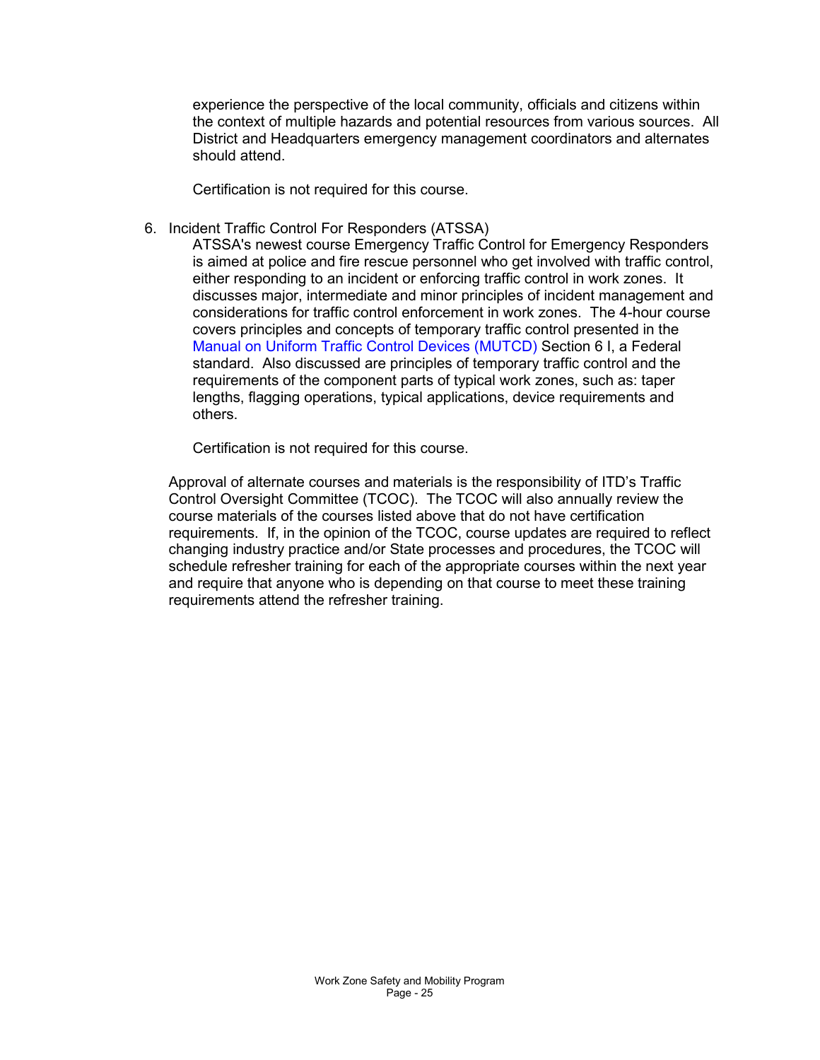experience the perspective of the local community, officials and citizens within the context of multiple hazards and potential resources from various sources. All District and Headquarters emergency management coordinators and alternates should attend.

Certification is not required for this course.

6. Incident Traffic Control For Responders (ATSSA)

   ATSSA's newest course Emergency Traffic Control for Emergency Responders is aimed at police and fire rescue personnel who get involved with traffic control, either responding to an incident or enforcing traffic control in work zones. It discusses major, intermediate and minor principles of incident management and considerations for traffic control enforcement in work zones. The 4-hour course covers principles and concepts of temporary traffic control presented in the Manual on Uniform Traffic Control Devices (MUTCD) Section 6 I, a Federal standard. Also discussed are principles of temporary traffic control and the requirements of the component parts of typical work zones, such as: taper lengths, flagging operations, typical applications, device requirements and others.

   Certification is not required for this course.

Approval of alternate courses and materials is the responsibility of ITD's Traffic Control Oversight Committee (TCOC). The TCOC will also annually review the course materials of the courses listed above that do not have certification requirements. If, in the opinion of the TCOC, course updates are required to reflect changing industry practice and/or State processes and procedures, the TCOC will schedule refresher training for each of the appropriate courses within the next year and require that anyone who is depending on that course to meet these training requirements attend the refresher training.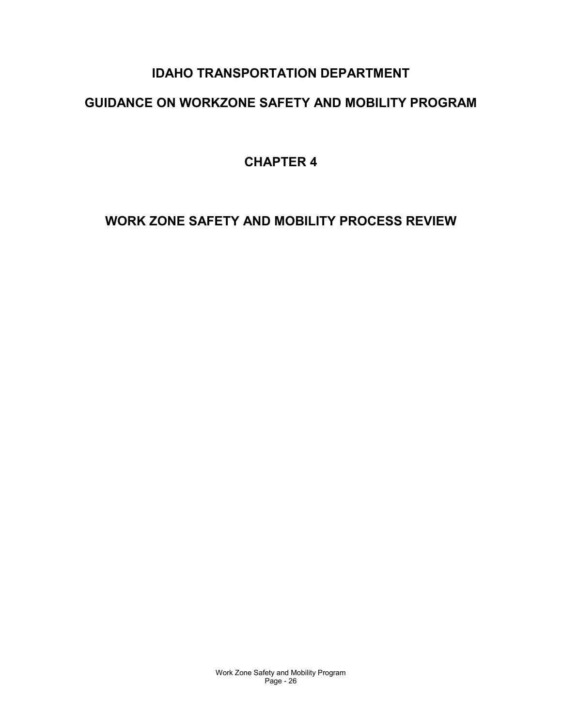# IDAHO TRANSPORTATION DEPARTMENT

# GUIDANCE ON WORKZONE SAFETY AND MOBILITY PROGRAM

## CHAPTER 4

## WORK ZONE SAFETY AND MOBILITY PROCESS REVIEW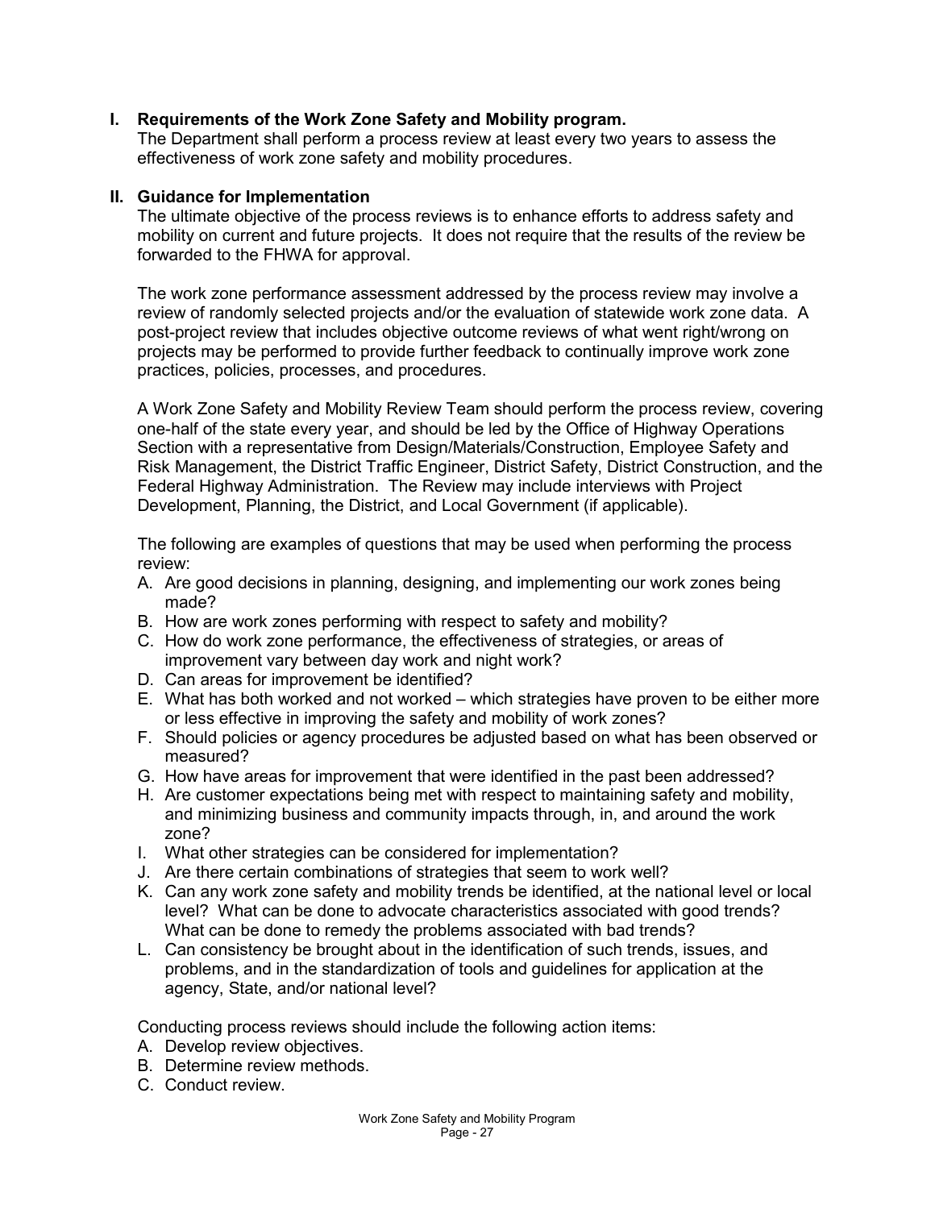## I. Requirements of the Work Zone Safety and Mobility program.

The Department shall perform a process review at least every two years to assess the effectiveness of work zone safety and mobility procedures.

## II. Guidance for Implementation

The ultimate objective of the process reviews is to enhance efforts to address safety and mobility on current and future projects. It does not require that the results of the review be forwarded to the FHWA for approval.

The work zone performance assessment addressed by the process review may involve a review of randomly selected projects and/or the evaluation of statewide work zone data. A post-project review that includes objective outcome reviews of what went right/wrong on projects may be performed to provide further feedback to continually improve work zone practices, policies, processes, and procedures.

A Work Zone Safety and Mobility Review Team should perform the process review, covering one-half of the state every year, and should be led by the Office of Highway Operations Section with a representative from Design/Materials/Construction, Employee Safety and Risk Management, the District Traffic Engineer, District Safety, District Construction, and the Federal Highway Administration. The Review may include interviews with Project Development, Planning, the District, and Local Government (if applicable).

The following are examples of questions that may be used when performing the process review:

A. Are good decisions in planning, designing, and implementing our work zones being made?
B. How are work zones performing with respect to safety and mobility?
C. How do work zone performance, the effectiveness of strategies, or areas of improvement vary between day work and night work?
D. Can areas for improvement be identified?
E. What has both worked and not worked – which strategies have proven to be either more or less effective in improving the safety and mobility of work zones?
F. Should policies or agency procedures be adjusted based on what has been observed or measured?
G. How have areas for improvement that were identified in the past been addressed?
H. Are customer expectations being met with respect to maintaining safety and mobility, and minimizing business and community impacts through, in, and around the work zone?
I. What other strategies can be considered for implementation?
J. Are there certain combinations of strategies that seem to work well?
K. Can any work zone safety and mobility trends be identified, at the national level or local level? What can be done to advocate characteristics associated with good trends? What can be done to remedy the problems associated with bad trends?
L. Can consistency be brought about in the identification of such trends, issues, and problems, and in the standardization of tools and guidelines for application at the agency, State, and/or national level?

Conducting process reviews should include the following action items:

A. Develop review objectives.
B. Determine review methods.
C. Conduct review.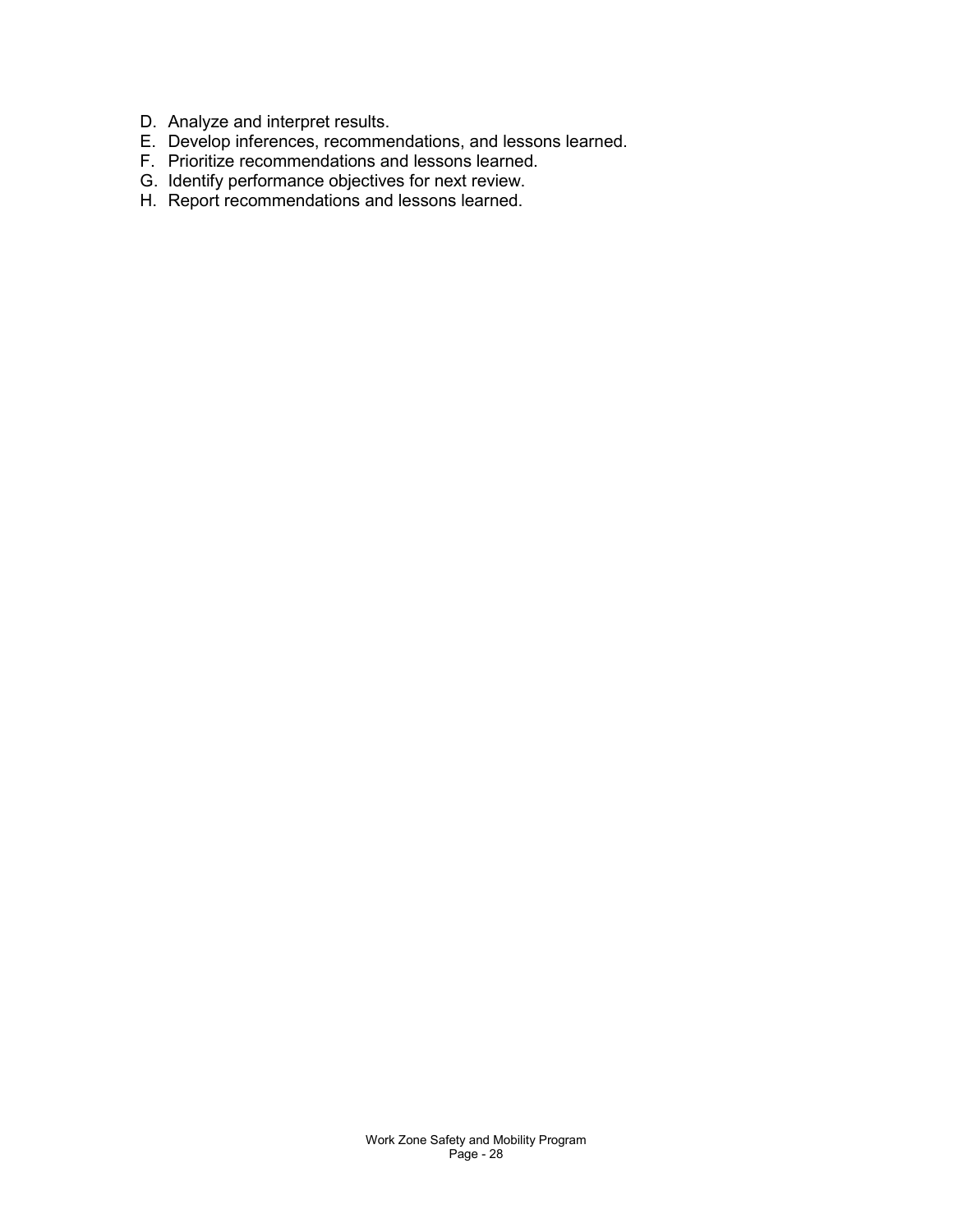D. Analyze and interpret results.
E. Develop inferences, recommendations, and lessons learned.
F. Prioritize recommendations and lessons learned.
G. Identify performance objectives for next review.
H. Report recommendations and lessons learned.